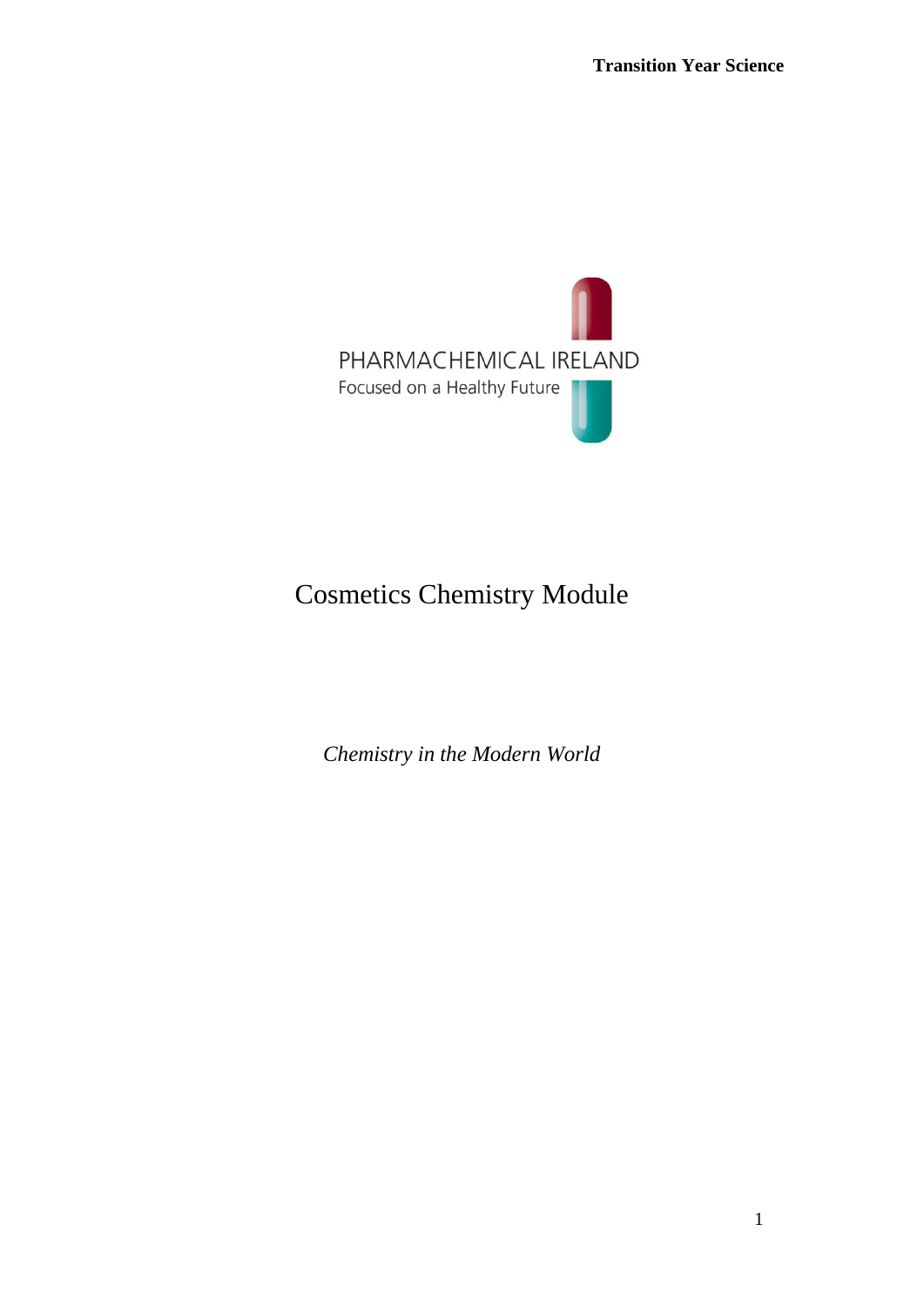PHARMACHEMICAL IRELAND

Focused on a Healthy Future

# Cosmetics Chemistry Module

*Chemistry in the Modern World*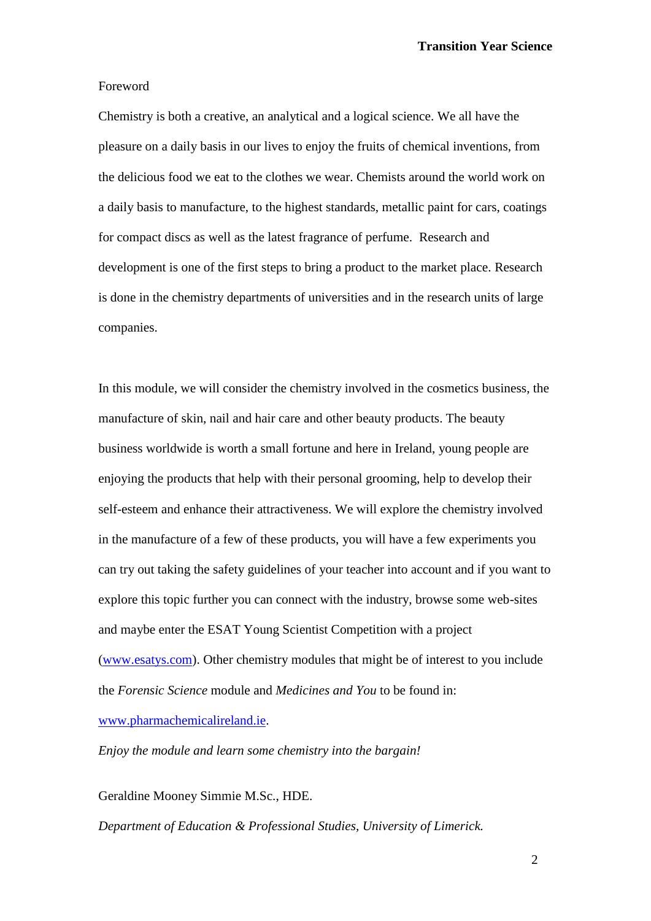# Foreword

Chemistry is both a creative, an analytical and a logical science. We all have the pleasure on a daily basis in our lives to enjoy the fruits of chemical inventions, from the delicious food we eat to the clothes we wear. Chemists around the world work on a daily basis to manufacture, to the highest standards, metallic paint for cars, coatings for compact discs as well as the latest fragrance of perfume. Research and development is one of the first steps to bring a product to the market place. Research is done in the chemistry departments of universities and in the research units of large companies.

In this module, we will consider the chemistry involved in the cosmetics business, the manufacture of skin, nail and hair care and other beauty products. The beauty business worldwide is worth a small fortune and here in Ireland, young people are enjoying the products that help with their personal grooming, help to develop their self-esteem and enhance their attractiveness. We will explore the chemistry involved in the manufacture of a few of these products, you will have a few experiments you can try out taking the safety guidelines of your teacher into account and if you want to explore this topic further you can connect with the industry, browse some web-sites and maybe enter the ESAT Young Scientist Competition with a project (www.esatys.com). Other chemistry modules that might be of interest to you include the *Forensic Science* module and *Medicines and You* to be found in: www.pharmachemicalireland.ie.

*Enjoy the module and learn some chemistry into the bargain!*

Geraldine Mooney Simmie M.Sc., HDE.

*Department of Education & Professional Studies, University of Limerick.*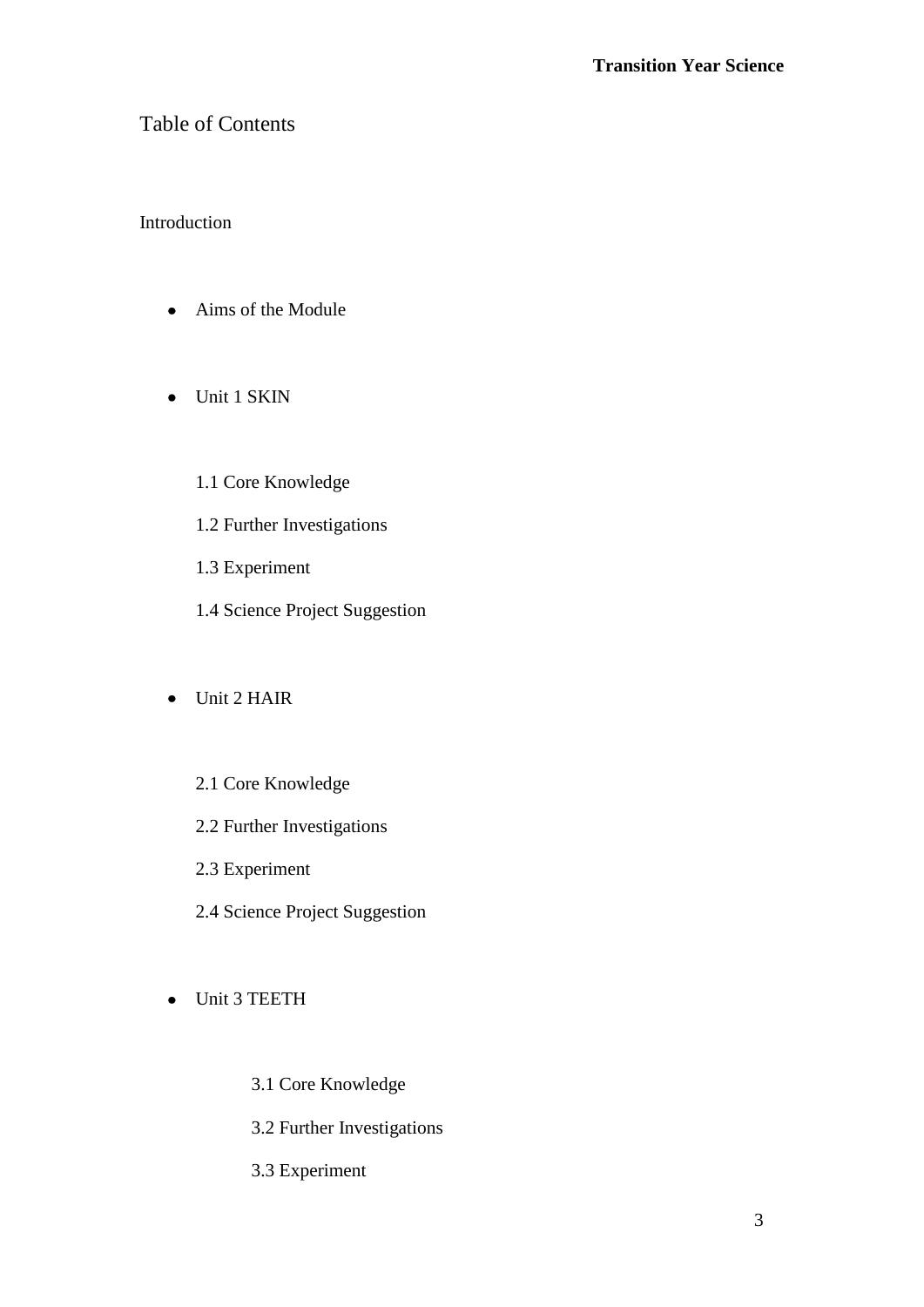# Table of Contents

Introduction

- Aims of the Module

- Unit 1 SKIN

  1.1 Core Knowledge

  1.2 Further Investigations

  1.3 Experiment

  1.4 Science Project Suggestion

- Unit 2 HAIR

  2.1 Core Knowledge

  2.2 Further Investigations

  2.3 Experiment

  2.4 Science Project Suggestion

- Unit 3 TEETH

  3.1 Core Knowledge

  3.2 Further Investigations

  3.3 Experiment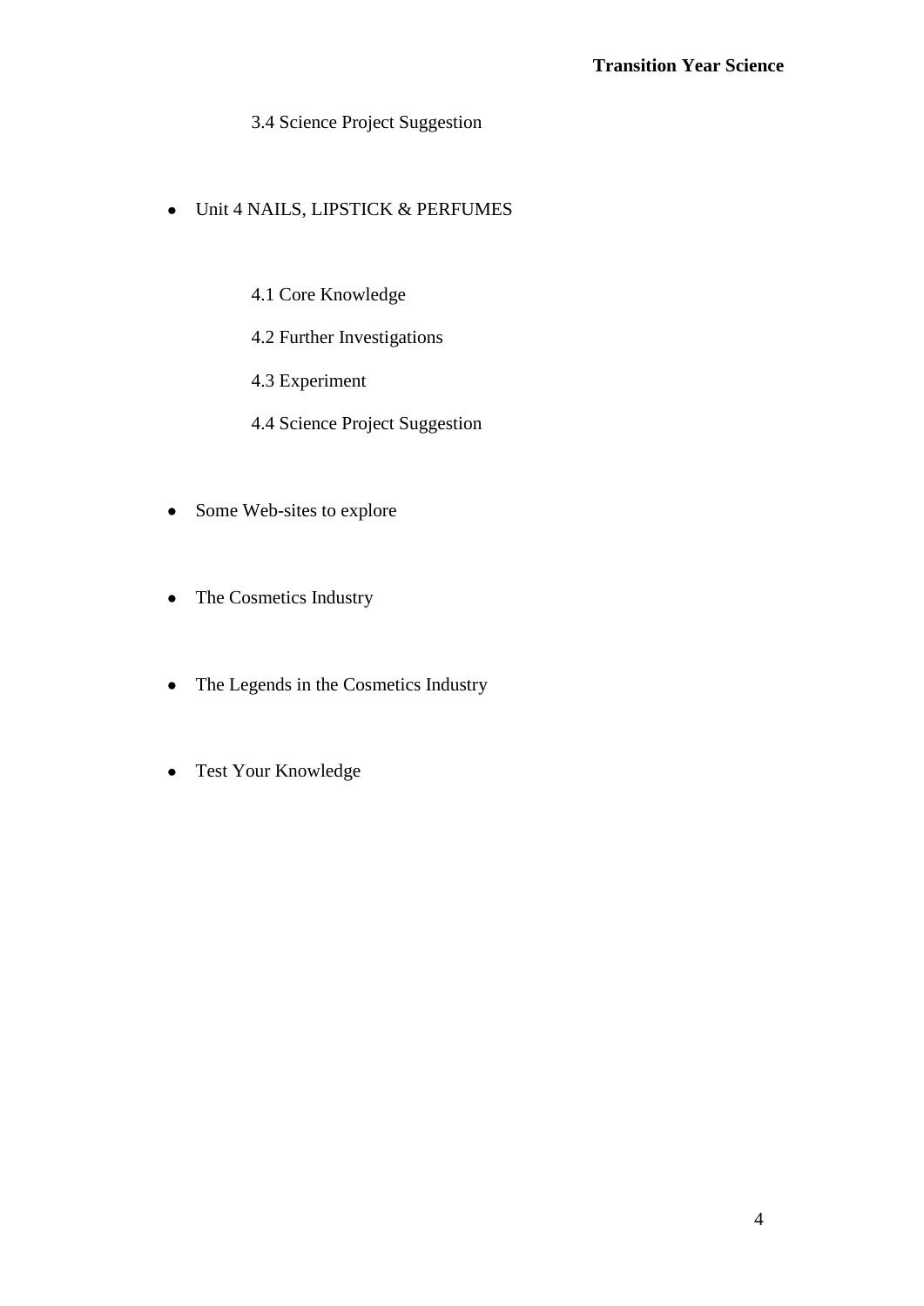- 3.4 Science Project Suggestion

- Unit 4 NAILS, LIPSTICK & PERFUMES

  - 4.1 Core Knowledge
  - 4.2 Further Investigations
  - 4.3 Experiment
  - 4.4 Science Project Suggestion

- Some Web-sites to explore

- The Cosmetics Industry

- The Legends in the Cosmetics Industry

- Test Your Knowledge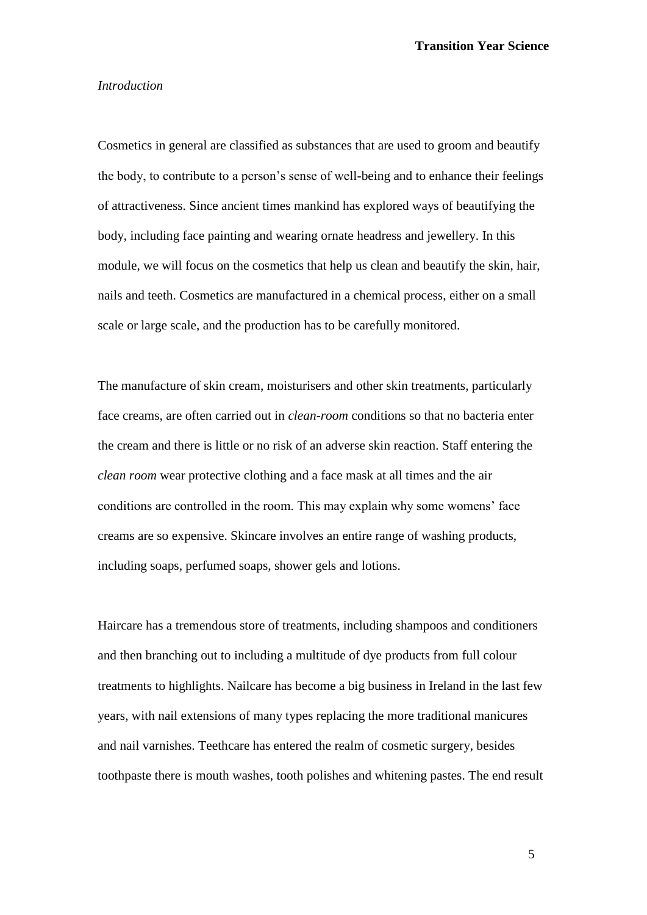*Introduction*

Cosmetics in general are classified as substances that are used to groom and beautify the body, to contribute to a person's sense of well-being and to enhance their feelings of attractiveness. Since ancient times mankind has explored ways of beautifying the body, including face painting and wearing ornate headress and jewellery. In this module, we will focus on the cosmetics that help us clean and beautify the skin, hair, nails and teeth. Cosmetics are manufactured in a chemical process, either on a small scale or large scale, and the production has to be carefully monitored.

The manufacture of skin cream, moisturisers and other skin treatments, particularly face creams, are often carried out in *clean-room* conditions so that no bacteria enter the cream and there is little or no risk of an adverse skin reaction. Staff entering the *clean room* wear protective clothing and a face mask at all times and the air conditions are controlled in the room. This may explain why some womens' face creams are so expensive. Skincare involves an entire range of washing products, including soaps, perfumed soaps, shower gels and lotions.

Haircare has a tremendous store of treatments, including shampoos and conditioners and then branching out to including a multitude of dye products from full colour treatments to highlights. Nailcare has become a big business in Ireland in the last few years, with nail extensions of many types replacing the more traditional manicures and nail varnishes. Teethcare has entered the realm of cosmetic surgery, besides toothpaste there is mouth washes, tooth polishes and whitening pastes. The end result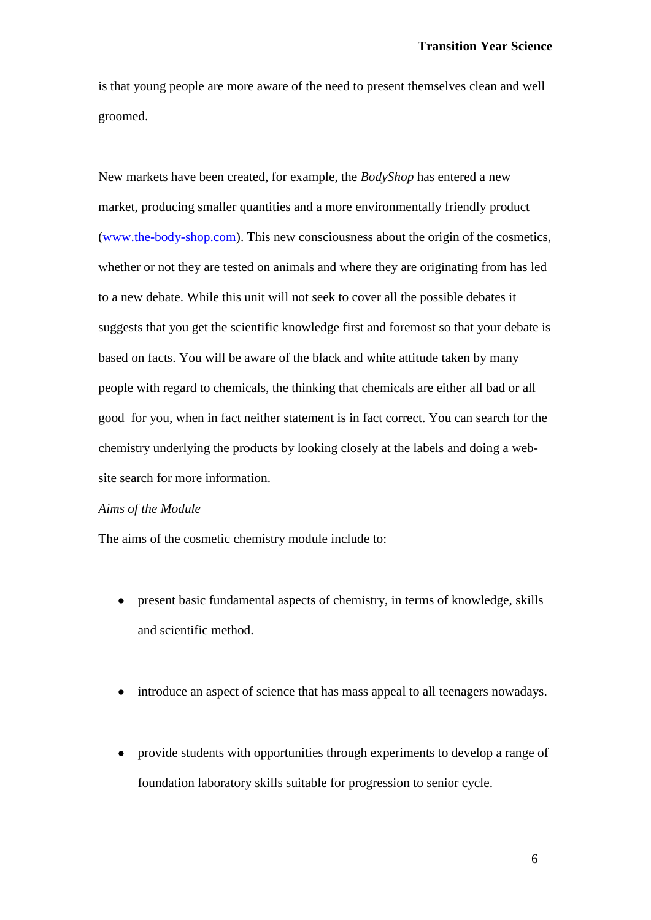is that young people are more aware of the need to present themselves clean and well groomed.

New markets have been created, for example, the *BodyShop* has entered a new market, producing smaller quantities and a more environmentally friendly product (www.the-body-shop.com). This new consciousness about the origin of the cosmetics, whether or not they are tested on animals and where they are originating from has led to a new debate. While this unit will not seek to cover all the possible debates it suggests that you get the scientific knowledge first and foremost so that your debate is based on facts. You will be aware of the black and white attitude taken by many people with regard to chemicals, the thinking that chemicals are either all bad or all good for you, when in fact neither statement is in fact correct. You can search for the chemistry underlying the products by looking closely at the labels and doing a web-site search for more information.

*Aims of the Module*

The aims of the cosmetic chemistry module include to:

- present basic fundamental aspects of chemistry, in terms of knowledge, skills and scientific method.
- introduce an aspect of science that has mass appeal to all teenagers nowadays.
- provide students with opportunities through experiments to develop a range of foundation laboratory skills suitable for progression to senior cycle.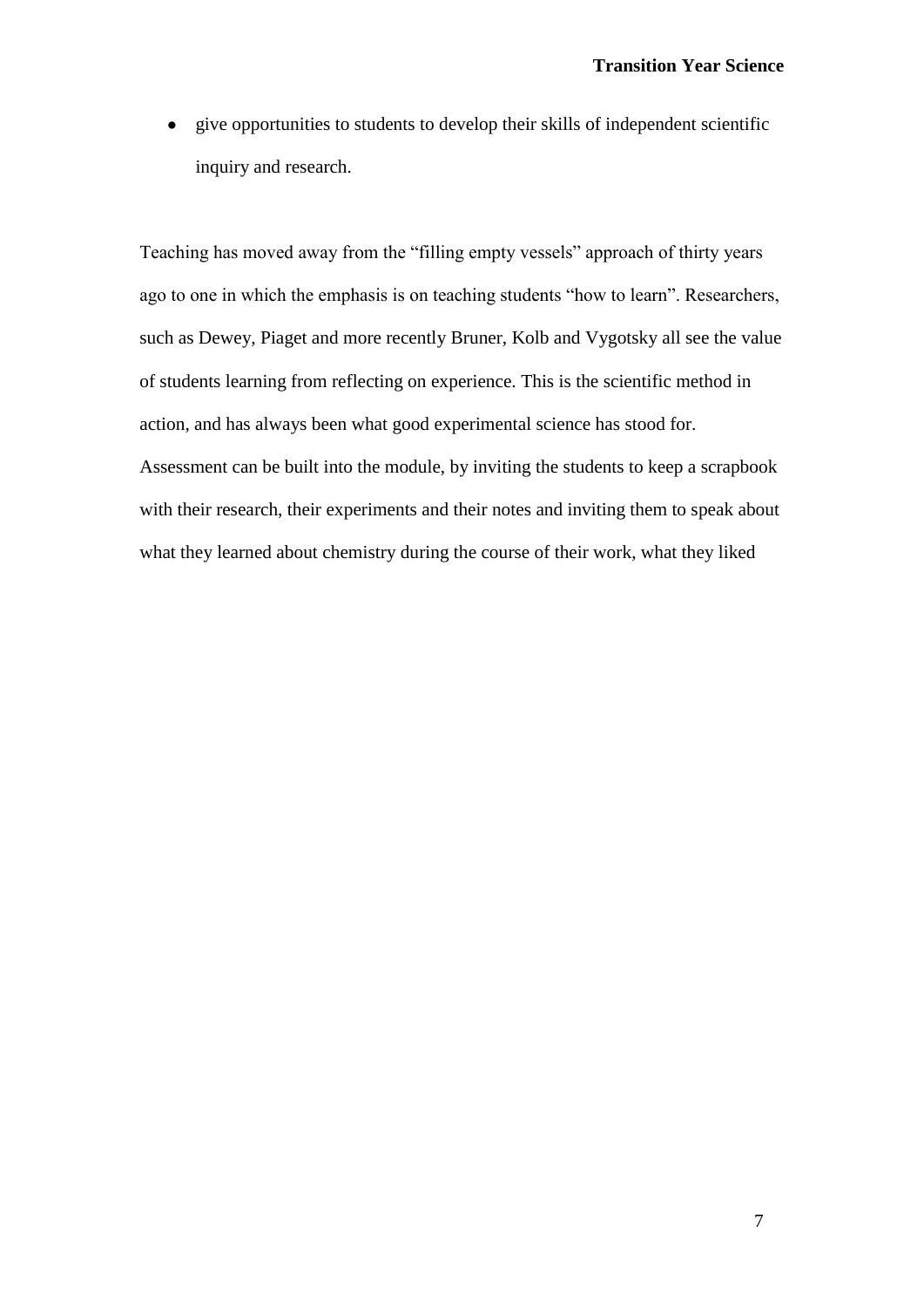- give opportunities to students to develop their skills of independent scientific inquiry and research.

Teaching has moved away from the "filling empty vessels" approach of thirty years ago to one in which the emphasis is on teaching students "how to learn". Researchers, such as Dewey, Piaget and more recently Bruner, Kolb and Vygotsky all see the value of students learning from reflecting on experience. This is the scientific method in action, and has always been what good experimental science has stood for. Assessment can be built into the module, by inviting the students to keep a scrapbook with their research, their experiments and their notes and inviting them to speak about what they learned about chemistry during the course of their work, what they liked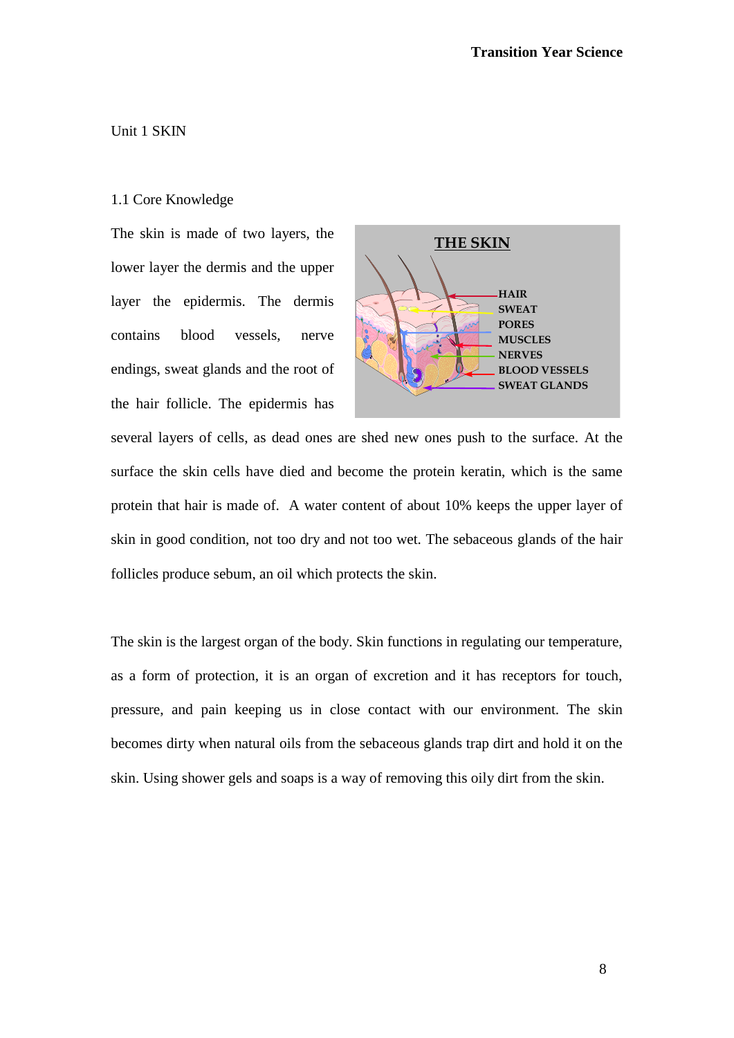# Unit 1 SKIN

## 1.1 Core Knowledge

The skin is made of two layers, the lower layer the dermis and the upper layer the epidermis. The dermis contains blood vessels, nerve endings, sweat glands and the root of the hair follicle. The epidermis has several layers of cells, as dead ones are shed new ones push to the surface. At the surface the skin cells have died and become the protein keratin, which is the same protein that hair is made of. A water content of about 10% keeps the upper layer of skin in good condition, not too dry and not too wet. The sebaceous glands of the hair follicles produce sebum, an oil which protects the skin.

The skin is the largest organ of the body. Skin functions in regulating our temperature, as a form of protection, it is an organ of excretion and it has receptors for touch, pressure, and pain keeping us in close contact with our environment. The skin becomes dirty when natural oils from the sebaceous glands trap dirt and hold it on the skin. Using shower gels and soaps is a way of removing this oily dirt from the skin.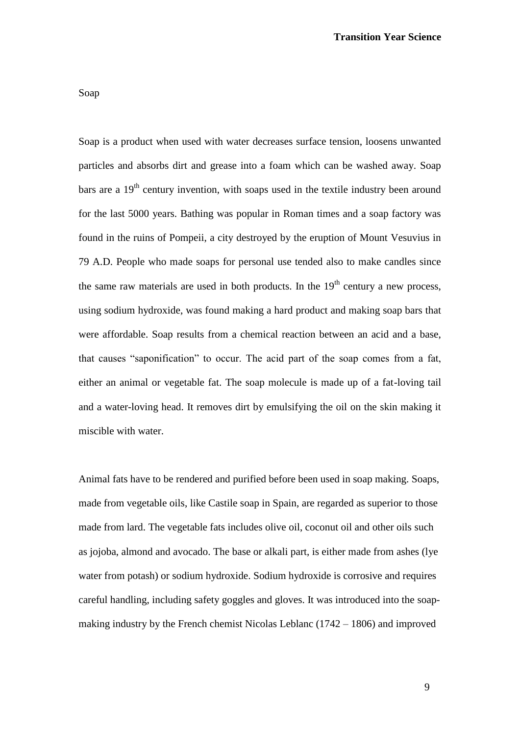Soap

Soap is a product when used with water decreases surface tension, loosens unwanted particles and absorbs dirt and grease into a foam which can be washed away. Soap bars are a $19^{th}$ century invention, with soaps used in the textile industry been around for the last 5000 years. Bathing was popular in Roman times and a soap factory was found in the ruins of Pompeii, a city destroyed by the eruption of Mount Vesuvius in 79 A.D. People who made soaps for personal use tended also to make candles since the same raw materials are used in both products. In the $19^{th}$ century a new process, using sodium hydroxide, was found making a hard product and making soap bars that were affordable. Soap results from a chemical reaction between an acid and a base, that causes "saponification" to occur. The acid part of the soap comes from a fat, either an animal or vegetable fat. The soap molecule is made up of a fat-loving tail and a water-loving head. It removes dirt by emulsifying the oil on the skin making it miscible with water.

Animal fats have to be rendered and purified before been used in soap making. Soaps, made from vegetable oils, like Castile soap in Spain, are regarded as superior to those made from lard. The vegetable fats includes olive oil, coconut oil and other oils such as jojoba, almond and avocado. The base or alkali part, is either made from ashes (lye water from potash) or sodium hydroxide. Sodium hydroxide is corrosive and requires careful handling, including safety goggles and gloves. It was introduced into the soap-making industry by the French chemist Nicolas Leblanc (1742 – 1806) and improved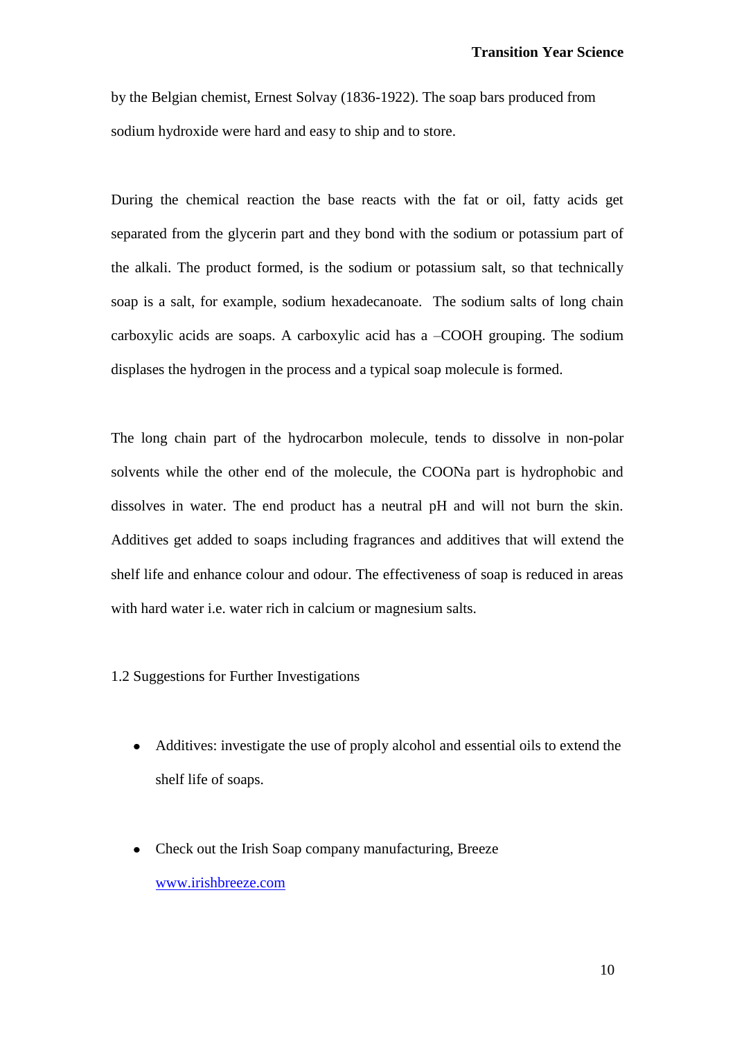by the Belgian chemist, Ernest Solvay (1836-1922). The soap bars produced from sodium hydroxide were hard and easy to ship and to store.

During the chemical reaction the base reacts with the fat or oil, fatty acids get separated from the glycerin part and they bond with the sodium or potassium part of the alkali. The product formed, is the sodium or potassium salt, so that technically soap is a salt, for example, sodium hexadecanoate. The sodium salts of long chain carboxylic acids are soaps. A carboxylic acid has a –COOH grouping. The sodium displases the hydrogen in the process and a typical soap molecule is formed.

The long chain part of the hydrocarbon molecule, tends to dissolve in non-polar solvents while the other end of the molecule, the COONa part is hydrophobic and dissolves in water. The end product has a neutral pH and will not burn the skin. Additives get added to soaps including fragrances and additives that will extend the shelf life and enhance colour and odour. The effectiveness of soap is reduced in areas with hard water i.e. water rich in calcium or magnesium salts.

## 1.2 Suggestions for Further Investigations

- Additives: investigate the use of proply alcohol and essential oils to extend the shelf life of soaps.

- Check out the Irish Soap company manufacturing, Breeze [www.irishbreeze.com](http://www.irishbreeze.com)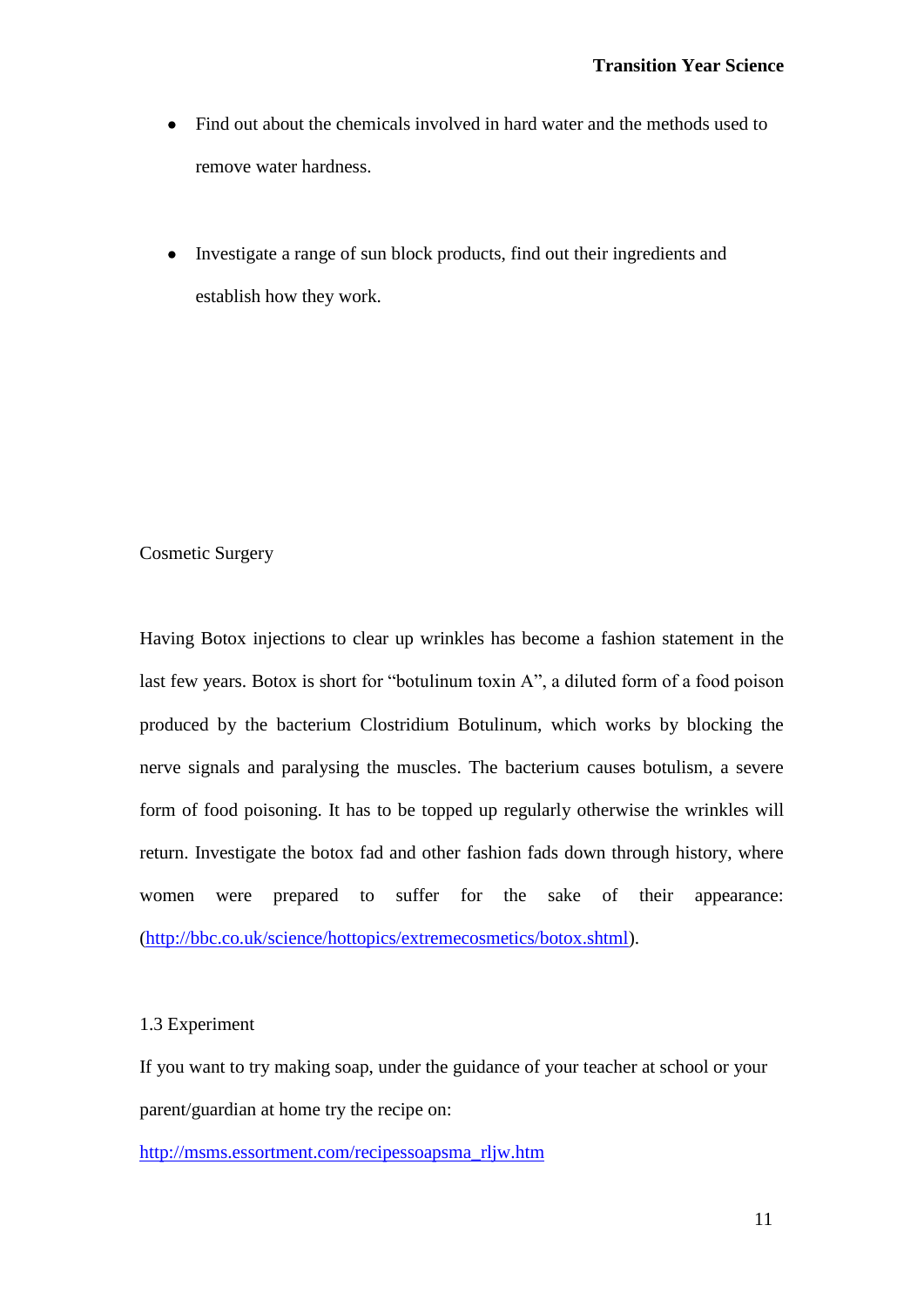- Find out about the chemicals involved in hard water and the methods used to remove water hardness.

- Investigate a range of sun block products, find out their ingredients and establish how they work.

Cosmetic Surgery

Having Botox injections to clear up wrinkles has become a fashion statement in the last few years. Botox is short for "botulinum toxin A", a diluted form of a food poison produced by the bacterium Clostridium Botulinum, which works by blocking the nerve signals and paralysing the muscles. The bacterium causes botulism, a severe form of food poisoning. It has to be topped up regularly otherwise the wrinkles will return. Investigate the botox fad and other fashion fads down through history, where women were prepared to suffer for the sake of their appearance: (http://bbc.co.uk/science/hottopics/extremecosmetics/botox.shtml).

1.3 Experiment

If you want to try making soap, under the guidance of your teacher at school or your parent/guardian at home try the recipe on:

http://msms.essortment.com/recipessoapsma_rljw.htm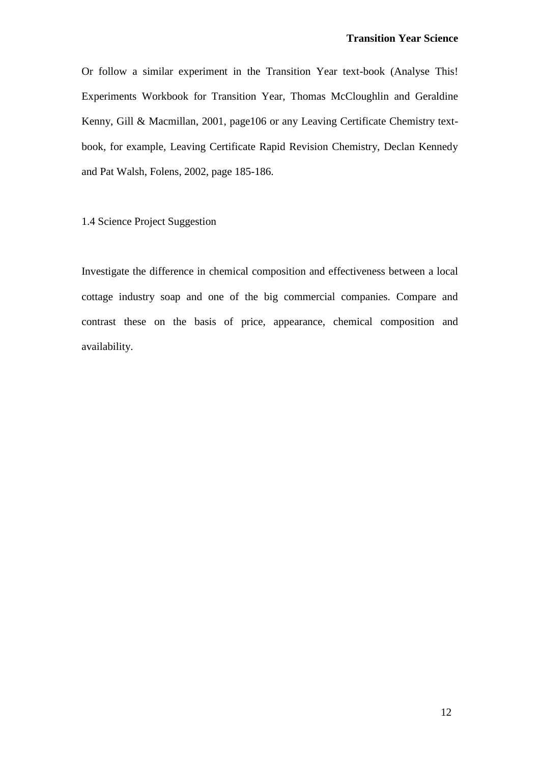Or follow a similar experiment in the Transition Year text-book (Analyse This! Experiments Workbook for Transition Year, Thomas McCloughlin and Geraldine Kenny, Gill & Macmillan, 2001, page106 or any Leaving Certificate Chemistry text-book, for example, Leaving Certificate Rapid Revision Chemistry, Declan Kennedy and Pat Walsh, Folens, 2002, page 185-186.

## 1.4 Science Project Suggestion

Investigate the difference in chemical composition and effectiveness between a local cottage industry soap and one of the big commercial companies. Compare and contrast these on the basis of price, appearance, chemical composition and availability.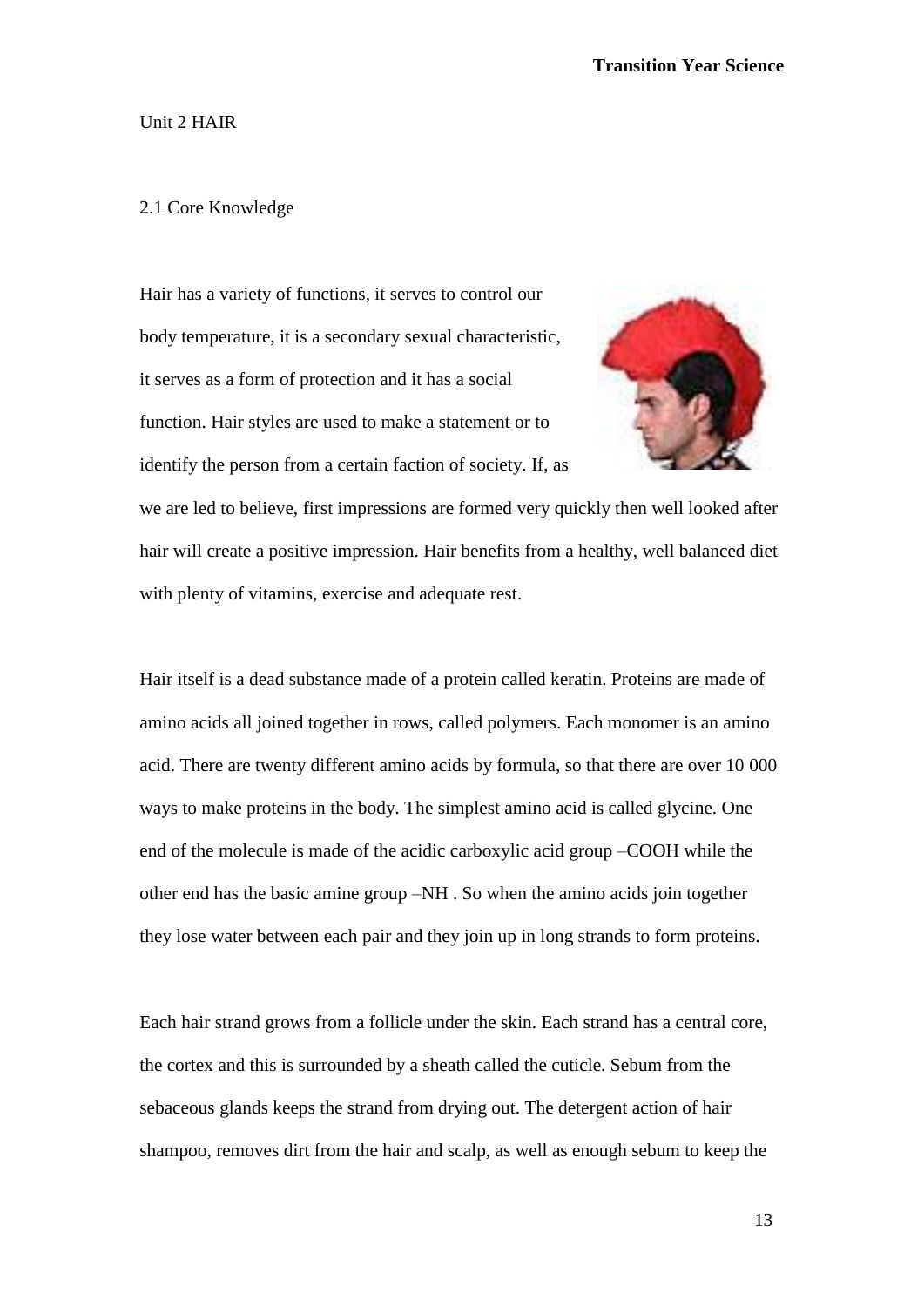Unit 2 HAIR

2.1 Core Knowledge

Hair has a variety of functions, it serves to control our body temperature, it is a secondary sexual characteristic, it serves as a form of protection and it has a social function. Hair styles are used to make a statement or to identify the person from a certain faction of society. If, as we are led to believe, first impressions are formed very quickly then well looked after hair will create a positive impression. Hair benefits from a healthy, well balanced diet with plenty of vitamins, exercise and adequate rest.

Hair itself is a dead substance made of a protein called keratin. Proteins are made of amino acids all joined together in rows, called polymers. Each monomer is an amino acid. There are twenty different amino acids by formula, so that there are over 10 000 ways to make proteins in the body. The simplest amino acid is called glycine. One end of the molecule is made of the acidic carboxylic acid group –COOH while the other end has the basic amine group –NH . So when the amino acids join together they lose water between each pair and they join up in long strands to form proteins.

Each hair strand grows from a follicle under the skin. Each strand has a central core, the cortex and this is surrounded by a sheath called the cuticle. Sebum from the sebaceous glands keeps the strand from drying out. The detergent action of hair shampoo, removes dirt from the hair and scalp, as well as enough sebum to keep the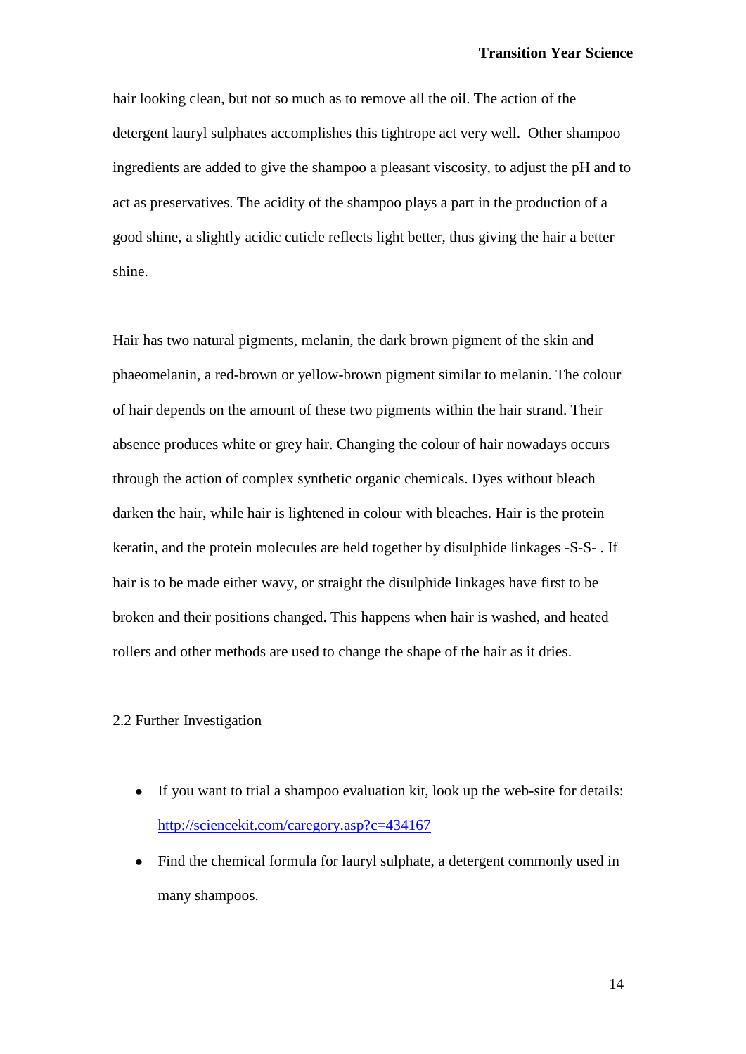hair looking clean, but not so much as to remove all the oil. The action of the detergent lauryl sulphates accomplishes this tightrope act very well. Other shampoo ingredients are added to give the shampoo a pleasant viscosity, to adjust the pH and to act as preservatives. The acidity of the shampoo plays a part in the production of a good shine, a slightly acidic cuticle reflects light better, thus giving the hair a better shine.

Hair has two natural pigments, melanin, the dark brown pigment of the skin and phaeomelanin, a red-brown or yellow-brown pigment similar to melanin. The colour of hair depends on the amount of these two pigments within the hair strand. Their absence produces white or grey hair. Changing the colour of hair nowadays occurs through the action of complex synthetic organic chemicals. Dyes without bleach darken the hair, while hair is lightened in colour with bleaches. Hair is the protein keratin, and the protein molecules are held together by disulphide linkages -S-S- . If hair is to be made either wavy, or straight the disulphide linkages have first to be broken and their positions changed. This happens when hair is washed, and heated rollers and other methods are used to change the shape of the hair as it dries.

## 2.2 Further Investigation

- If you want to trial a shampoo evaluation kit, look up the web-site for details: [http://sciencekit.com/caregory.asp?c=434167](http://sciencekit.com/caregory.asp?c=434167)
- Find the chemical formula for lauryl sulphate, a detergent commonly used in many shampoos.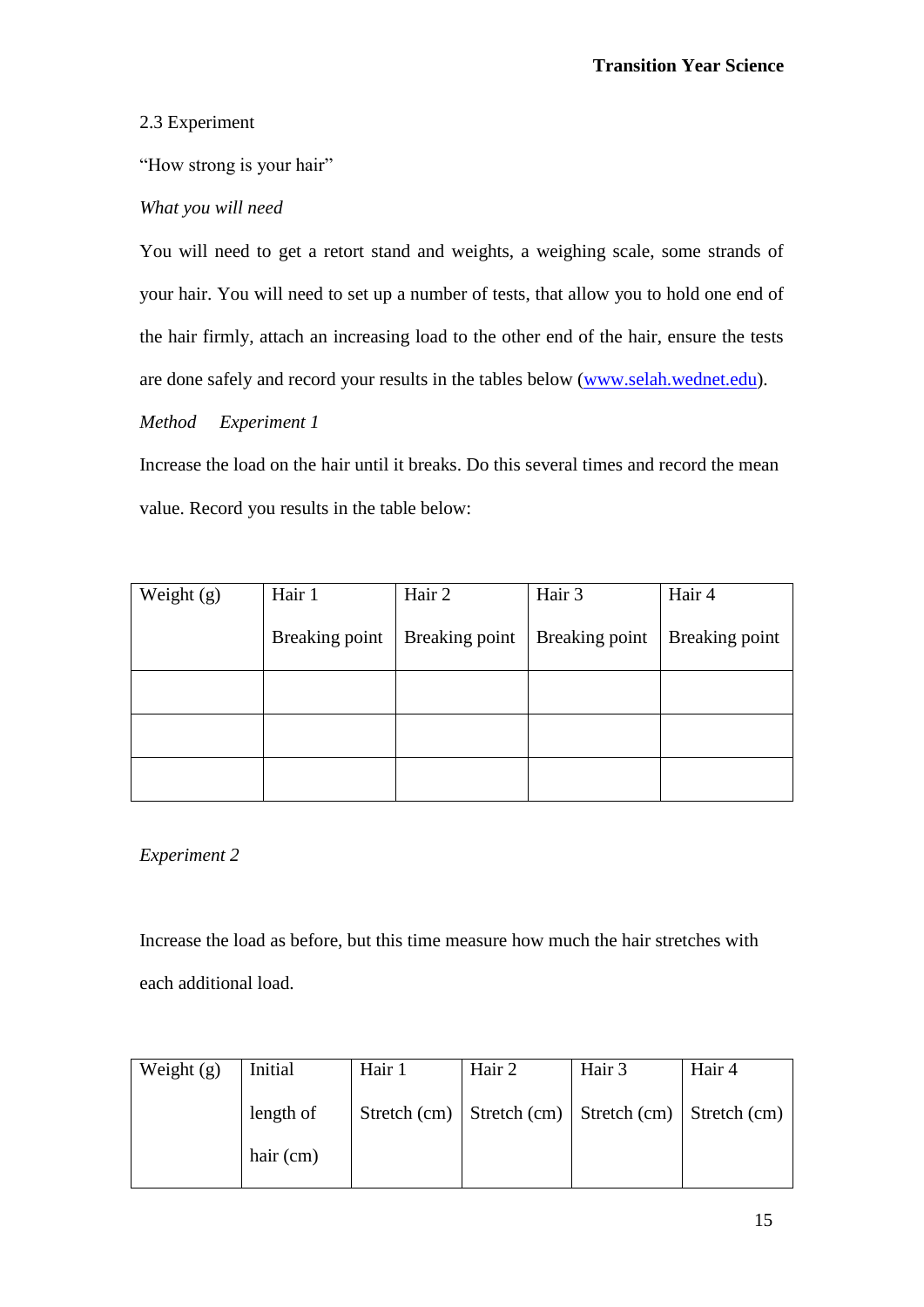2.3 Experiment

"How strong is your hair"

*What you will need*

You will need to get a retort stand and weights, a weighing scale, some strands of your hair. You will need to set up a number of tests, that allow you to hold one end of the hair firmly, attach an increasing load to the other end of the hair, ensure the tests are done safely and record your results in the tables below (www.selah.wednet.edu).

*Method* *Experiment 1*

Increase the load on the hair until it breaks. Do this several times and record the mean value. Record you results in the table below:

| Weight (g) | Hair 1<br>Breaking point | Hair 2<br>Breaking point | Hair 3<br>Breaking point | Hair 4<br>Breaking point |
|---|---|---|---|---|
| | | | | |
| | | | | |
| | | | | |

*Experiment 2*

Increase the load as before, but this time measure how much the hair stretches with each additional load.

| Weight (g) | Initial length of hair (cm) | Hair 1<br>Stretch (cm) | Hair 2<br>Stretch (cm) | Hair 3<br>Stretch (cm) | Hair 4<br>Stretch (cm) |
|---|---|---|---|---|---|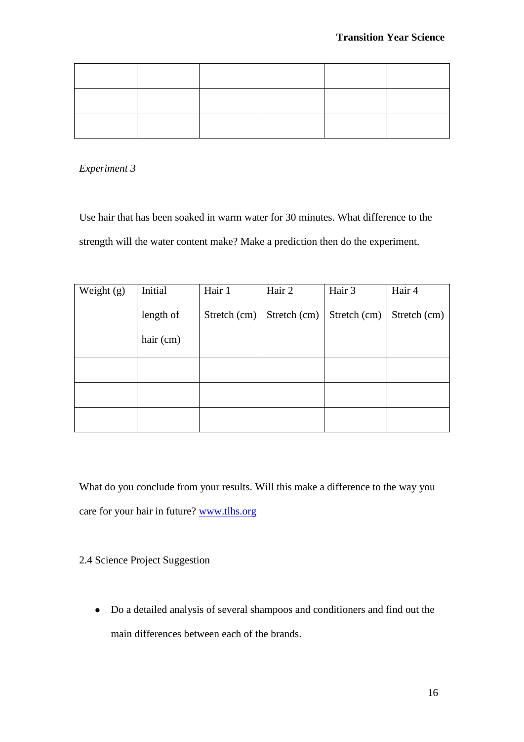| | | | | | |
|---|---|---|---|---|---|
| | | | | | |
| | | | | | |
| | | | | | |

*Experiment 3*

Use hair that has been soaked in warm water for 30 minutes. What difference to the strength will the water content make? Make a prediction then do the experiment.

| Weight (g) | Initial length of hair (cm) | Hair 1 Stretch (cm) | Hair 2 Stretch (cm) | Hair 3 Stretch (cm) | Hair 4 Stretch (cm) |
|---|---|---|---|---|---|
| | | | | | |
| | | | | | |
| | | | | | |

What do you conclude from your results. Will this make a difference to the way you care for your hair in future? [www.tlhs.org](http://www.tlhs.org)

2.4 Science Project Suggestion

- Do a detailed analysis of several shampoos and conditioners and find out the main differences between each of the brands.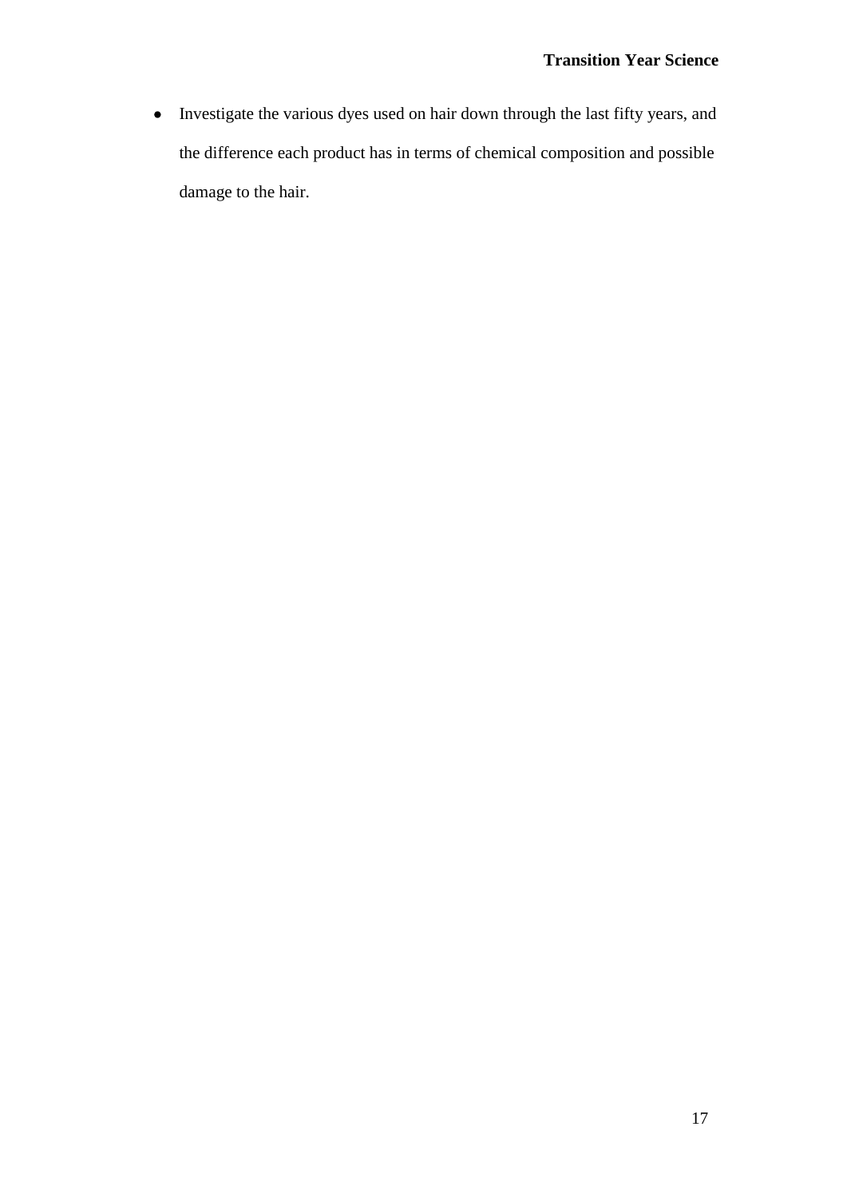- Investigate the various dyes used on hair down through the last fifty years, and the difference each product has in terms of chemical composition and possible damage to the hair.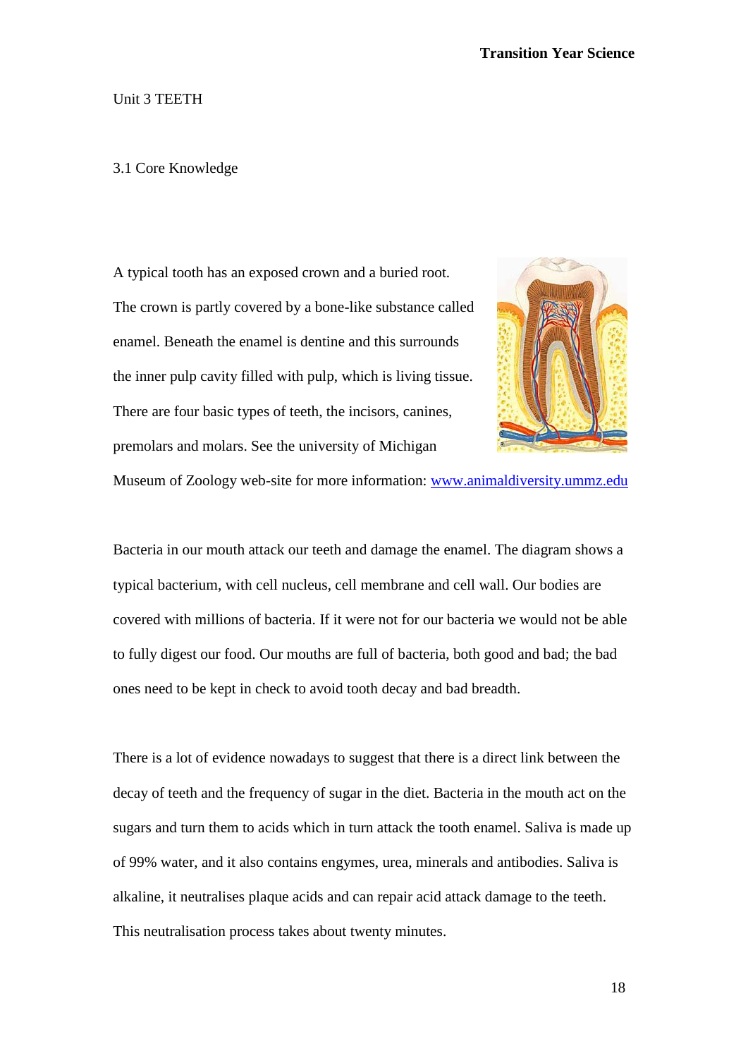Unit 3 TEETH

3.1 Core Knowledge

A typical tooth has an exposed crown and a buried root. The crown is partly covered by a bone-like substance called enamel. Beneath the enamel is dentine and this surrounds the inner pulp cavity filled with pulp, which is living tissue. There are four basic types of teeth, the incisors, canines, premolars and molars. See the university of Michigan Museum of Zoology web-site for more information: www.animaldiversity.ummz.edu

Bacteria in our mouth attack our teeth and damage the enamel. The diagram shows a typical bacterium, with cell nucleus, cell membrane and cell wall. Our bodies are covered with millions of bacteria. If it were not for our bacteria we would not be able to fully digest our food. Our mouths are full of bacteria, both good and bad; the bad ones need to be kept in check to avoid tooth decay and bad breadth.

There is a lot of evidence nowadays to suggest that there is a direct link between the decay of teeth and the frequency of sugar in the diet. Bacteria in the mouth act on the sugars and turn them to acids which in turn attack the tooth enamel. Saliva is made up of 99% water, and it also contains engymes, urea, minerals and antibodies. Saliva is alkaline, it neutralises plaque acids and can repair acid attack damage to the teeth. This neutralisation process takes about twenty minutes.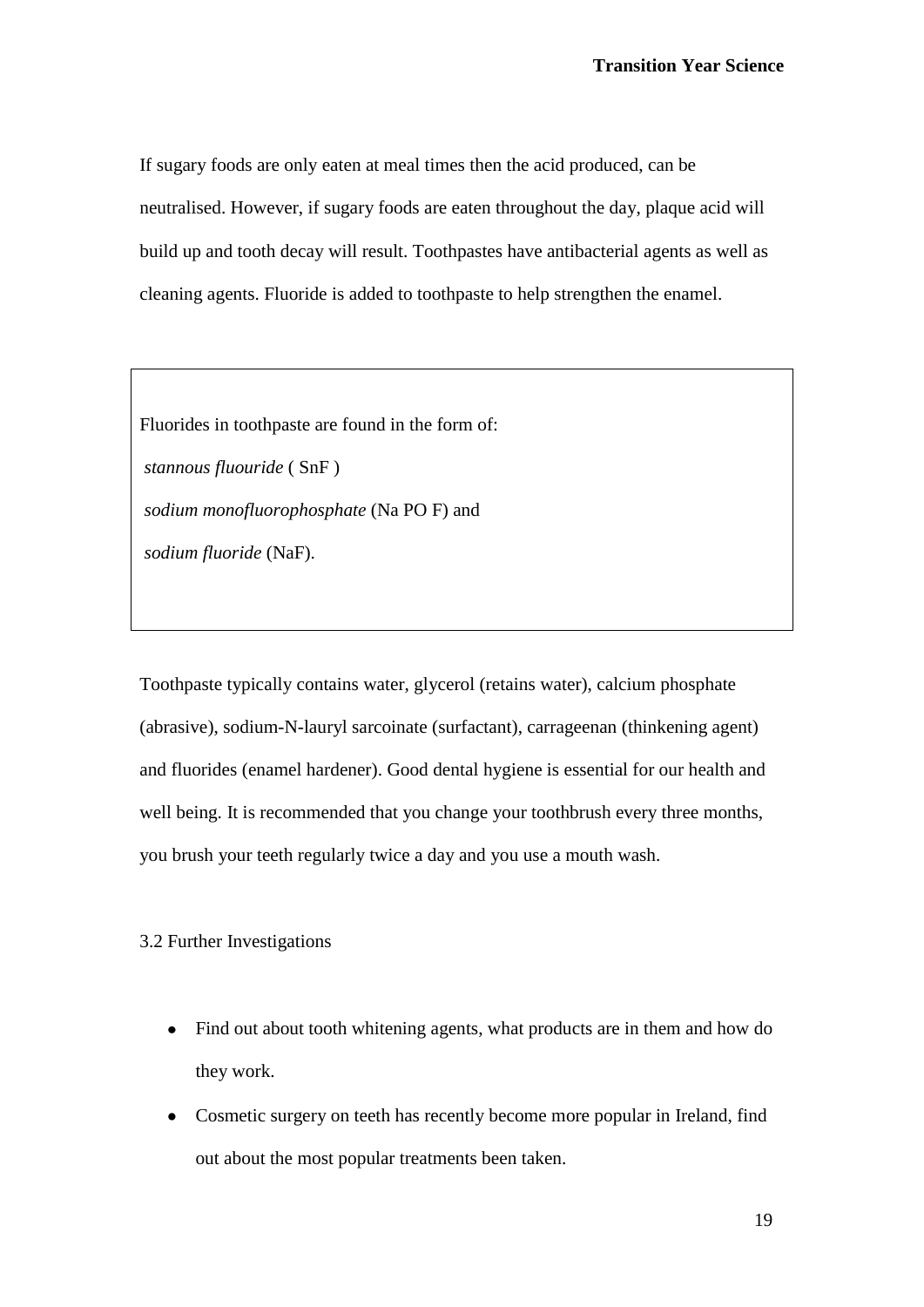If sugary foods are only eaten at meal times then the acid produced, can be neutralised. However, if sugary foods are eaten throughout the day, plaque acid will build up and tooth decay will result. Toothpastes have antibacterial agents as well as cleaning agents. Fluoride is added to toothpaste to help strengthen the enamel.

> Fluorides in toothpaste are found in the form of:
>
> *stannous fluouride* ( SnF )
>
> *sodium monofluorophosphate* (Na PO F) and
>
> *sodium fluoride* (NaF).

Toothpaste typically contains water, glycerol (retains water), calcium phosphate (abrasive), sodium-N-lauryl sarcoinate (surfactant), carrageenan (thinkening agent) and fluorides (enamel hardener). Good dental hygiene is essential for our health and well being. It is recommended that you change your toothbrush every three months, you brush your teeth regularly twice a day and you use a mouth wash.

3.2 Further Investigations

- Find out about tooth whitening agents, what products are in them and how do they work.
- Cosmetic surgery on teeth has recently become more popular in Ireland, find out about the most popular treatments been taken.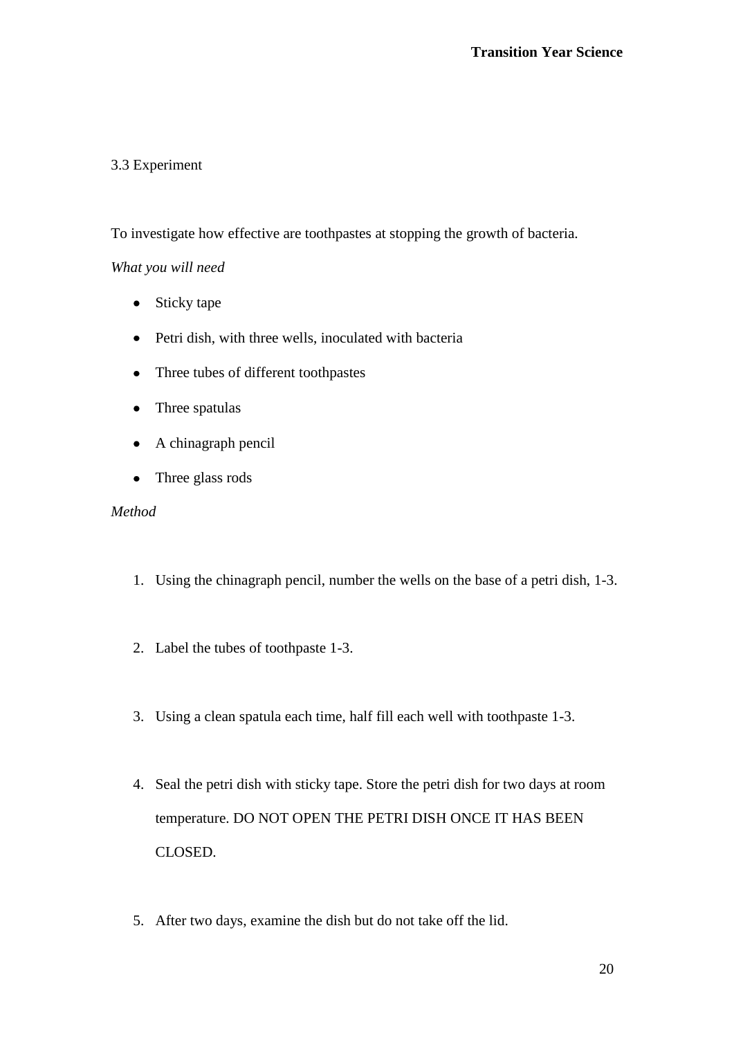3.3 Experiment

To investigate how effective are toothpastes at stopping the growth of bacteria.

*What you will need*

- Sticky tape
- Petri dish, with three wells, inoculated with bacteria
- Three tubes of different toothpastes
- Three spatulas
- A chinagraph pencil
- Three glass rods

*Method*

1. Using the chinagraph pencil, number the wells on the base of a petri dish, 1-3.

2. Label the tubes of toothpaste 1-3.

3. Using a clean spatula each time, half fill each well with toothpaste 1-3.

4. Seal the petri dish with sticky tape. Store the petri dish for two days at room temperature. DO NOT OPEN THE PETRI DISH ONCE IT HAS BEEN CLOSED.

5. After two days, examine the dish but do not take off the lid.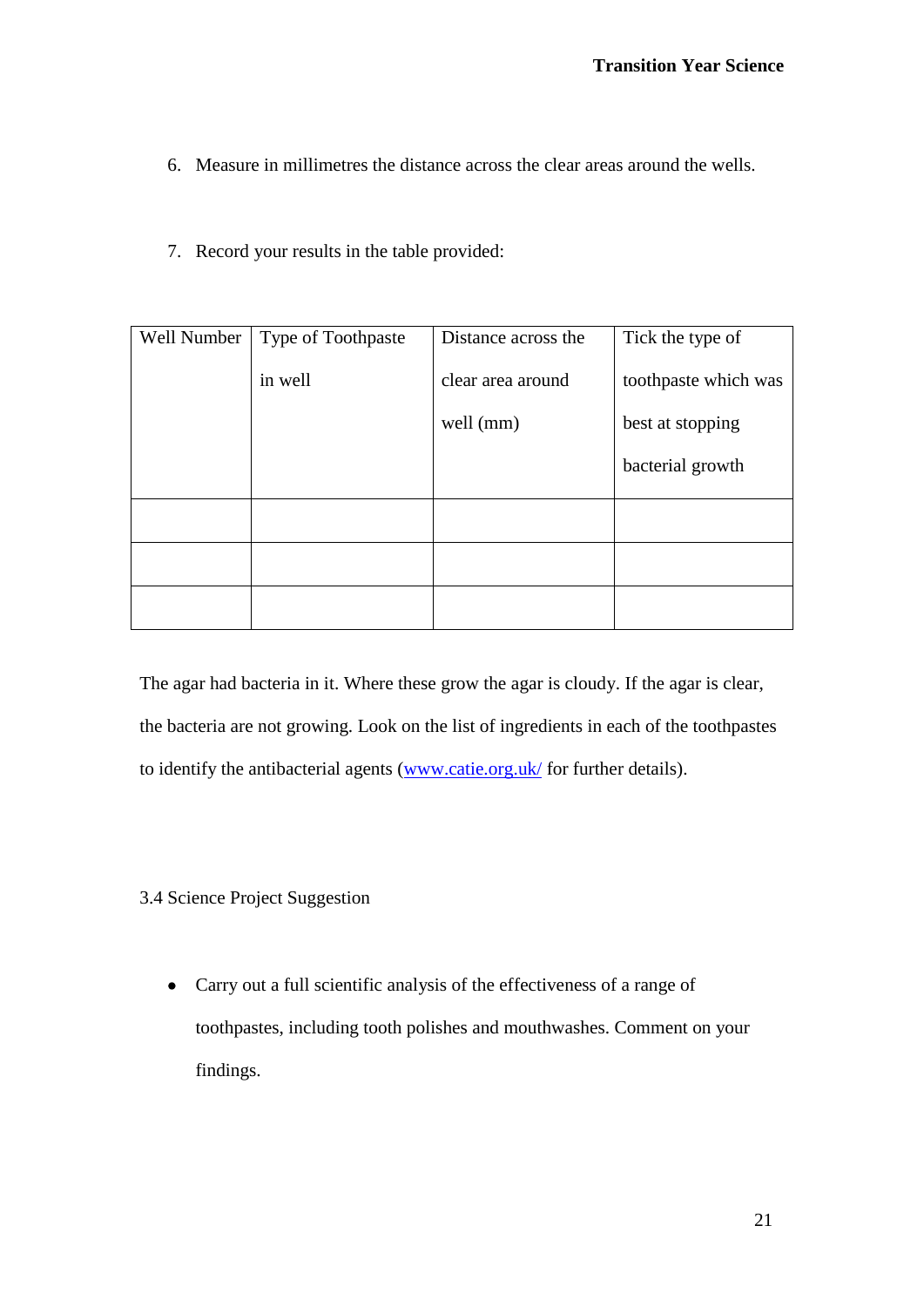6. Measure in millimetres the distance across the clear areas around the wells.

7. Record your results in the table provided:

| Well Number | Type of Toothpaste in well | Distance across the clear area around well (mm) | Tick the type of toothpaste which was best at stopping bacterial growth |
|---|---|---|---|
| | | | |
| | | | |
| | | | |

The agar had bacteria in it. Where these grow the agar is cloudy. If the agar is clear, the bacteria are not growing. Look on the list of ingredients in each of the toothpastes to identify the antibacterial agents ([www.catie.org.uk/](http://www.catie.org.uk/) for further details).

3.4 Science Project Suggestion

- Carry out a full scientific analysis of the effectiveness of a range of toothpastes, including tooth polishes and mouthwashes. Comment on your findings.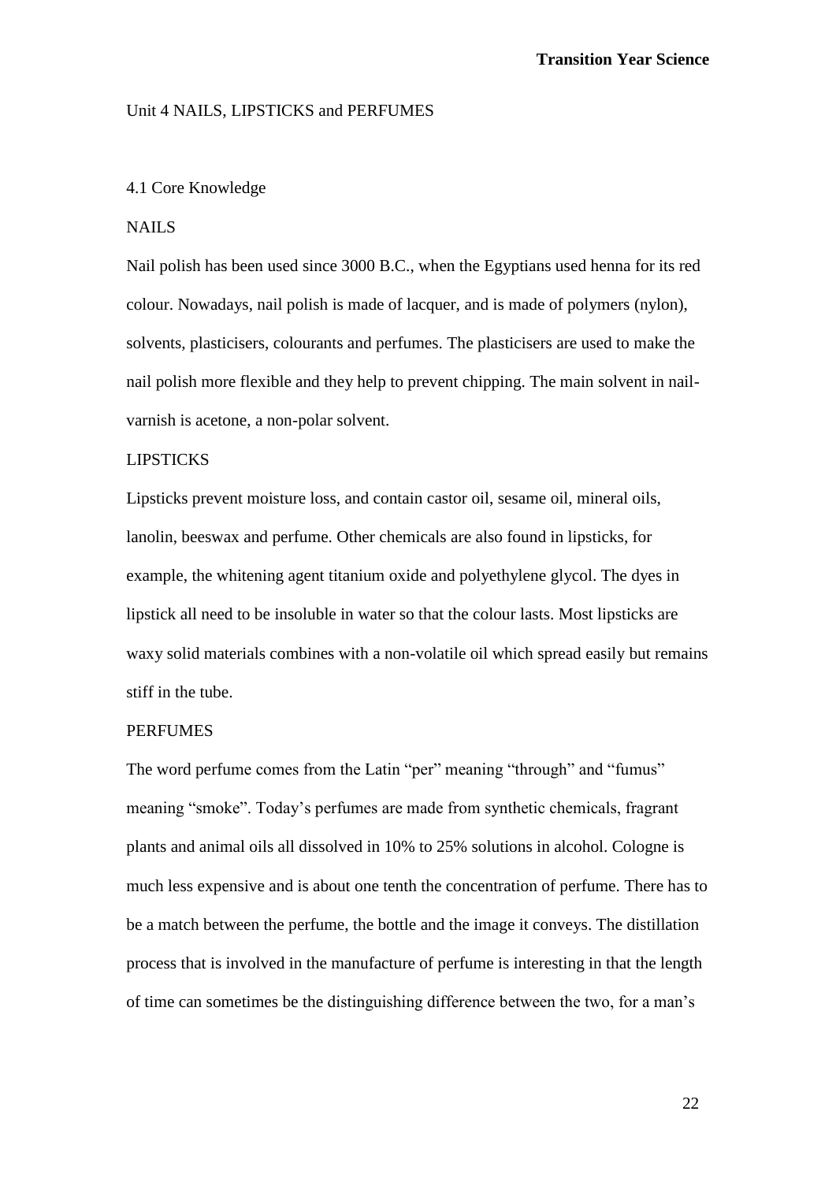Unit 4 NAILS, LIPSTICKS and PERFUMES

4.1 Core Knowledge

NAILS

Nail polish has been used since 3000 B.C., when the Egyptians used henna for its red colour. Nowadays, nail polish is made of lacquer, and is made of polymers (nylon), solvents, plasticisers, colourants and perfumes. The plasticisers are used to make the nail polish more flexible and they help to prevent chipping. The main solvent in nail-varnish is acetone, a non-polar solvent.

LIPSTICKS

Lipsticks prevent moisture loss, and contain castor oil, sesame oil, mineral oils, lanolin, beeswax and perfume. Other chemicals are also found in lipsticks, for example, the whitening agent titanium oxide and polyethylene glycol. The dyes in lipstick all need to be insoluble in water so that the colour lasts. Most lipsticks are waxy solid materials combines with a non-volatile oil which spread easily but remains stiff in the tube.

PERFUMES

The word perfume comes from the Latin "per" meaning "through" and "fumus" meaning "smoke". Today's perfumes are made from synthetic chemicals, fragrant plants and animal oils all dissolved in 10% to 25% solutions in alcohol. Cologne is much less expensive and is about one tenth the concentration of perfume. There has to be a match between the perfume, the bottle and the image it conveys. The distillation process that is involved in the manufacture of perfume is interesting in that the length of time can sometimes be the distinguishing difference between the two, for a man's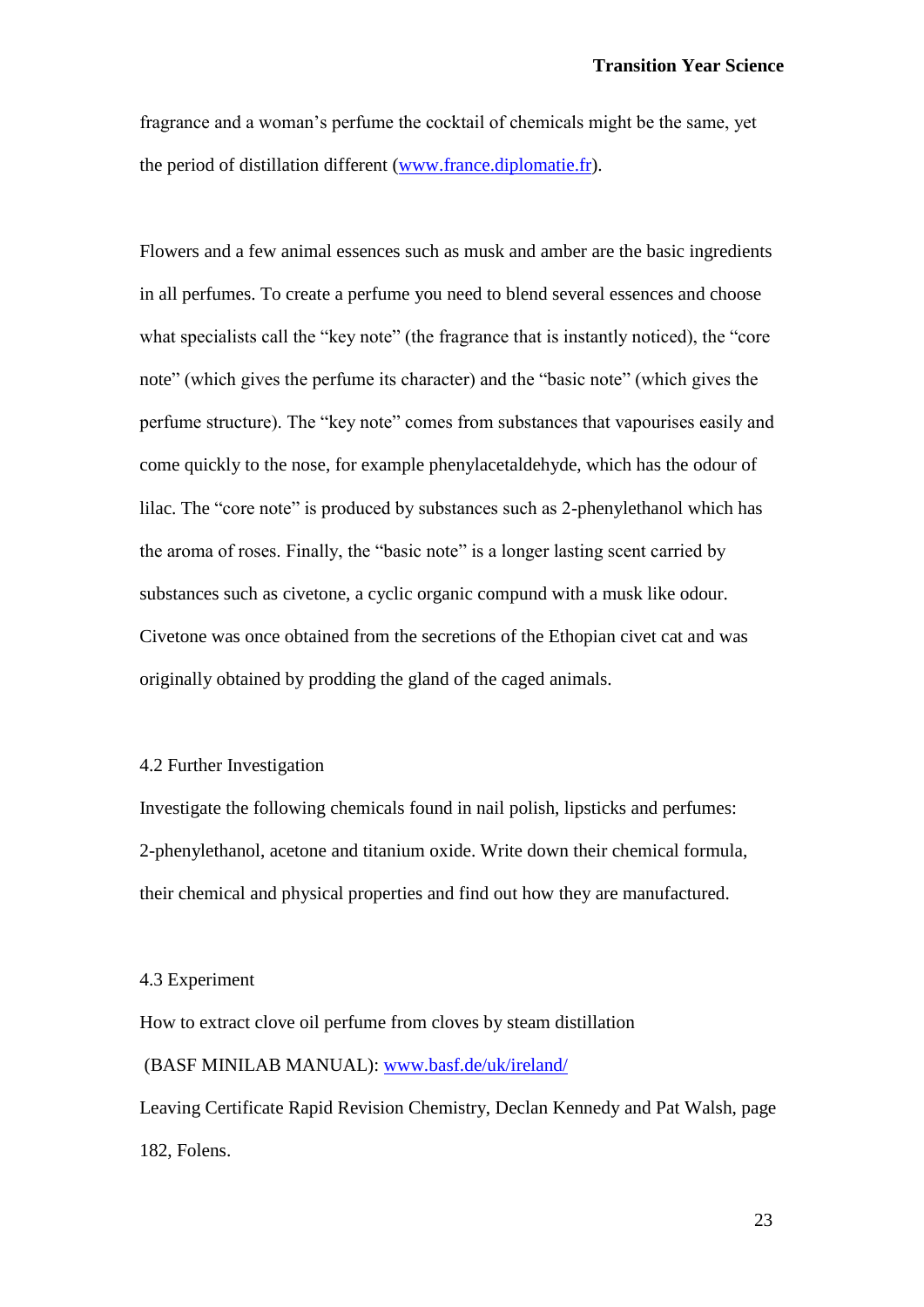fragrance and a woman's perfume the cocktail of chemicals might be the same, yet the period of distillation different (www.france.diplomatie.fr).

Flowers and a few animal essences such as musk and amber are the basic ingredients in all perfumes. To create a perfume you need to blend several essences and choose what specialists call the "key note" (the fragrance that is instantly noticed), the "core note" (which gives the perfume its character) and the "basic note" (which gives the perfume structure). The "key note" comes from substances that vapourises easily and come quickly to the nose, for example phenylacetaldehyde, which has the odour of lilac. The "core note" is produced by substances such as 2-phenylethanol which has the aroma of roses. Finally, the "basic note" is a longer lasting scent carried by substances such as civetone, a cyclic organic compund with a musk like odour. Civetone was once obtained from the secretions of the Ethopian civet cat and was originally obtained by prodding the gland of the caged animals.

## 4.2 Further Investigation

Investigate the following chemicals found in nail polish, lipsticks and perfumes: 2-phenylethanol, acetone and titanium oxide. Write down their chemical formula, their chemical and physical properties and find out how they are manufactured.

## 4.3 Experiment

How to extract clove oil perfume from cloves by steam distillation

(BASF MINILAB MANUAL): www.basf.de/uk/ireland/

Leaving Certificate Rapid Revision Chemistry, Declan Kennedy and Pat Walsh, page 182, Folens.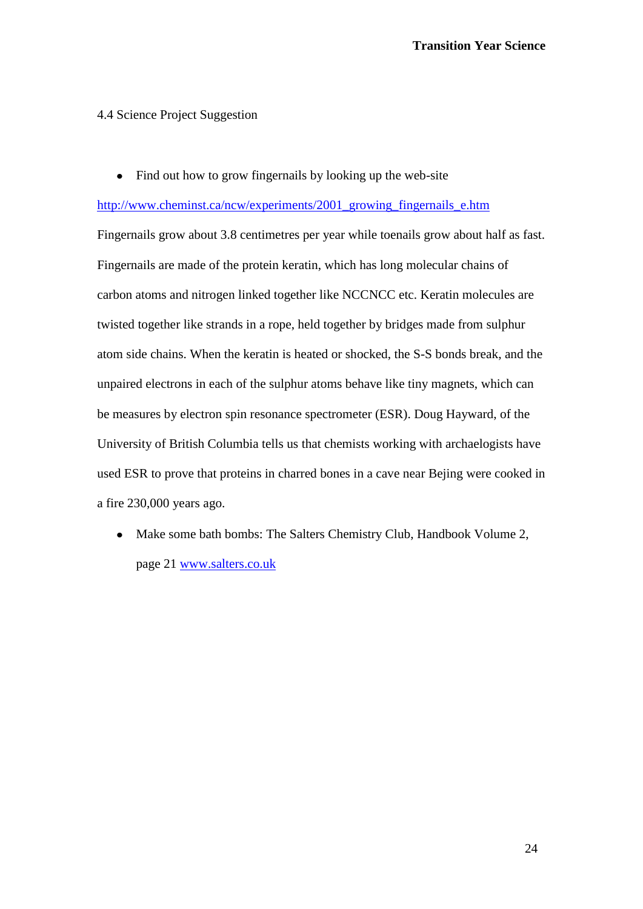## 4.4 Science Project Suggestion

- Find out how to grow fingernails by looking up the web-site

http://www.cheminst.ca/ncw/experiments/2001_growing_fingernails_e.htm

Fingernails grow about 3.8 centimetres per year while toenails grow about half as fast. Fingernails are made of the protein keratin, which has long molecular chains of carbon atoms and nitrogen linked together like NCCNCC etc. Keratin molecules are twisted together like strands in a rope, held together by bridges made from sulphur atom side chains. When the keratin is heated or shocked, the S-S bonds break, and the unpaired electrons in each of the sulphur atoms behave like tiny magnets, which can be measures by electron spin resonance spectrometer (ESR). Doug Hayward, of the University of British Columbia tells us that chemists working with archaelogists have used ESR to prove that proteins in charred bones in a cave near Bejing were cooked in a fire 230,000 years ago.

- Make some bath bombs: The Salters Chemistry Club, Handbook Volume 2, page 21 www.salters.co.uk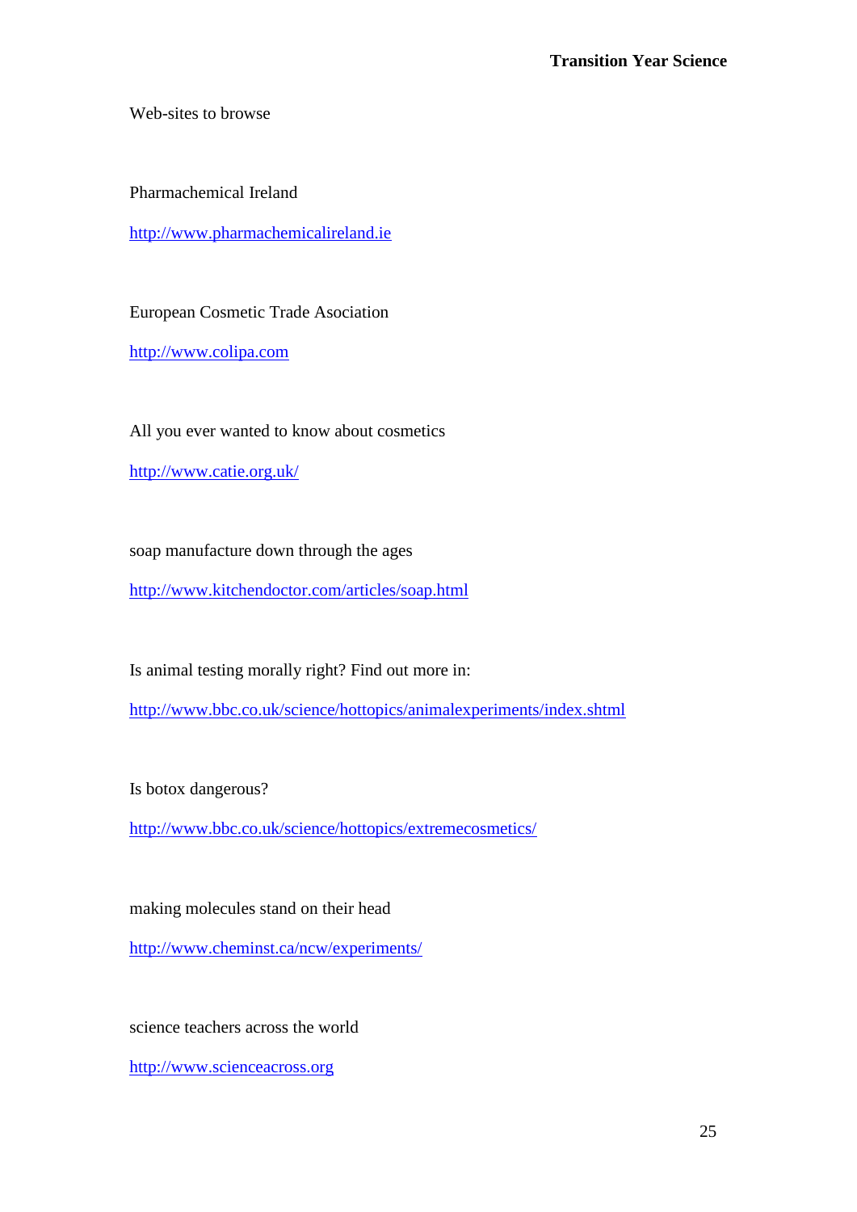Web-sites to browse

Pharmachemical Ireland

http://www.pharmachemicalireland.ie

European Cosmetic Trade Asociation

http://www.colipa.com

All you ever wanted to know about cosmetics

http://www.catie.org.uk/

soap manufacture down through the ages

http://www.kitchendoctor.com/articles/soap.html

Is animal testing morally right? Find out more in:

http://www.bbc.co.uk/science/hottopics/animalexperiments/index.shtml

Is botox dangerous?

http://www.bbc.co.uk/science/hottopics/extremecosmetics/

making molecules stand on their head

http://www.cheminst.ca/ncw/experiments/

science teachers across the world

http://www.scienceacross.org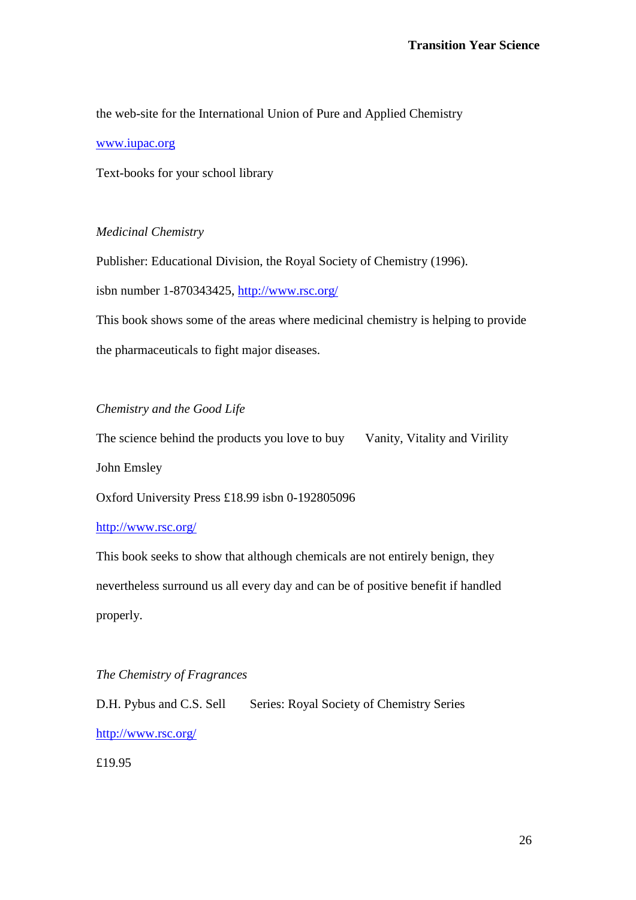the web-site for the International Union of Pure and Applied Chemistry

www.iupac.org

Text-books for your school library

*Medicinal Chemistry*

Publisher: Educational Division, the Royal Society of Chemistry (1996).

isbn number 1-870343425, http://www.rsc.org/

This book shows some of the areas where medicinal chemistry is helping to provide the pharmaceuticals to fight major diseases.

*Chemistry and the Good Life*

The science behind the products you love to buy     Vanity, Vitality and Virility

John Emsley

Oxford University Press £18.99 isbn 0-192805096

http://www.rsc.org/

This book seeks to show that although chemicals are not entirely benign, they nevertheless surround us all every day and can be of positive benefit if handled properly.

*The Chemistry of Fragrances*

D.H. Pybus and C.S. Sell     Series: Royal Society of Chemistry Series

http://www.rsc.org/

£19.95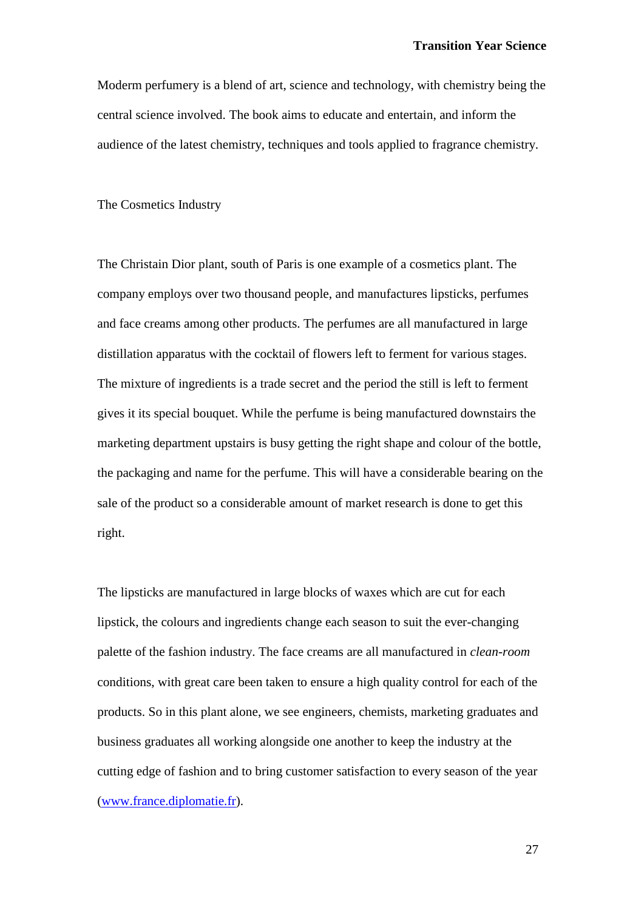Moderm perfumery is a blend of art, science and technology, with chemistry being the central science involved. The book aims to educate and entertain, and inform the audience of the latest chemistry, techniques and tools applied to fragrance chemistry.

## The Cosmetics Industry

The Christain Dior plant, south of Paris is one example of a cosmetics plant. The company employs over two thousand people, and manufactures lipsticks, perfumes and face creams among other products. The perfumes are all manufactured in large distillation apparatus with the cocktail of flowers left to ferment for various stages. The mixture of ingredients is a trade secret and the period the still is left to ferment gives it its special bouquet. While the perfume is being manufactured downstairs the marketing department upstairs is busy getting the right shape and colour of the bottle, the packaging and name for the perfume. This will have a considerable bearing on the sale of the product so a considerable amount of market research is done to get this right.

The lipsticks are manufactured in large blocks of waxes which are cut for each lipstick, the colours and ingredients change each season to suit the ever-changing palette of the fashion industry. The face creams are all manufactured in *clean-room* conditions, with great care been taken to ensure a high quality control for each of the products. So in this plant alone, we see engineers, chemists, marketing graduates and business graduates all working alongside one another to keep the industry at the cutting edge of fashion and to bring customer satisfaction to every season of the year (www.france.diplomatie.fr).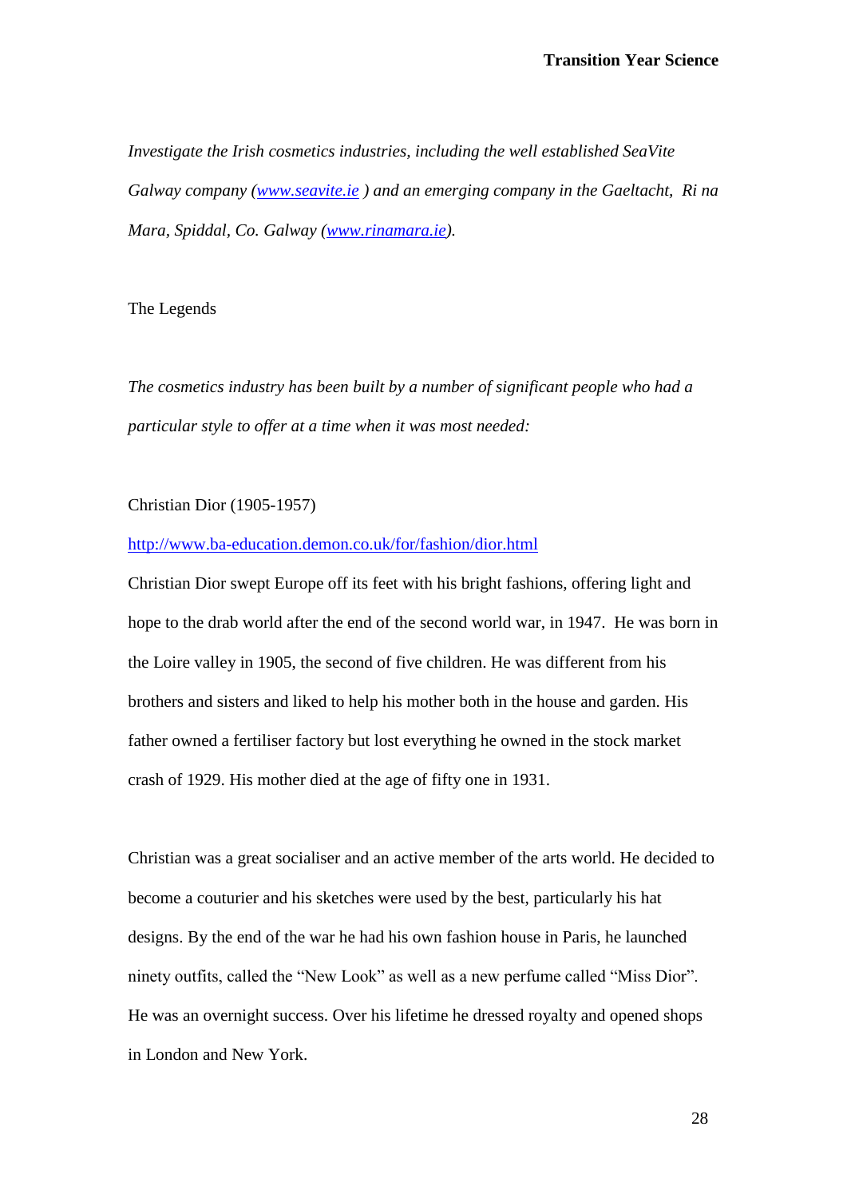*Investigate the Irish cosmetics industries, including the well established SeaVite Galway company ([www.seavite.ie](http://www.seavite.ie) ) and an emerging company in the Gaeltacht, Ri na Mara, Spiddal, Co. Galway ([www.rinamara.ie](http://www.rinamara.ie)).*

The Legends

*The cosmetics industry has been built by a number of significant people who had a particular style to offer at a time when it was most needed:*

Christian Dior (1905-1957)

[http://www.ba-education.demon.co.uk/for/fashion/dior.html](http://www.ba-education.demon.co.uk/for/fashion/dior.html)

Christian Dior swept Europe off its feet with his bright fashions, offering light and hope to the drab world after the end of the second world war, in 1947. He was born in the Loire valley in 1905, the second of five children. He was different from his brothers and sisters and liked to help his mother both in the house and garden. His father owned a fertiliser factory but lost everything he owned in the stock market crash of 1929. His mother died at the age of fifty one in 1931.

Christian was a great socialiser and an active member of the arts world. He decided to become a couturier and his sketches were used by the best, particularly his hat designs. By the end of the war he had his own fashion house in Paris, he launched ninety outfits, called the "New Look" as well as a new perfume called "Miss Dior". He was an overnight success. Over his lifetime he dressed royalty and opened shops in London and New York.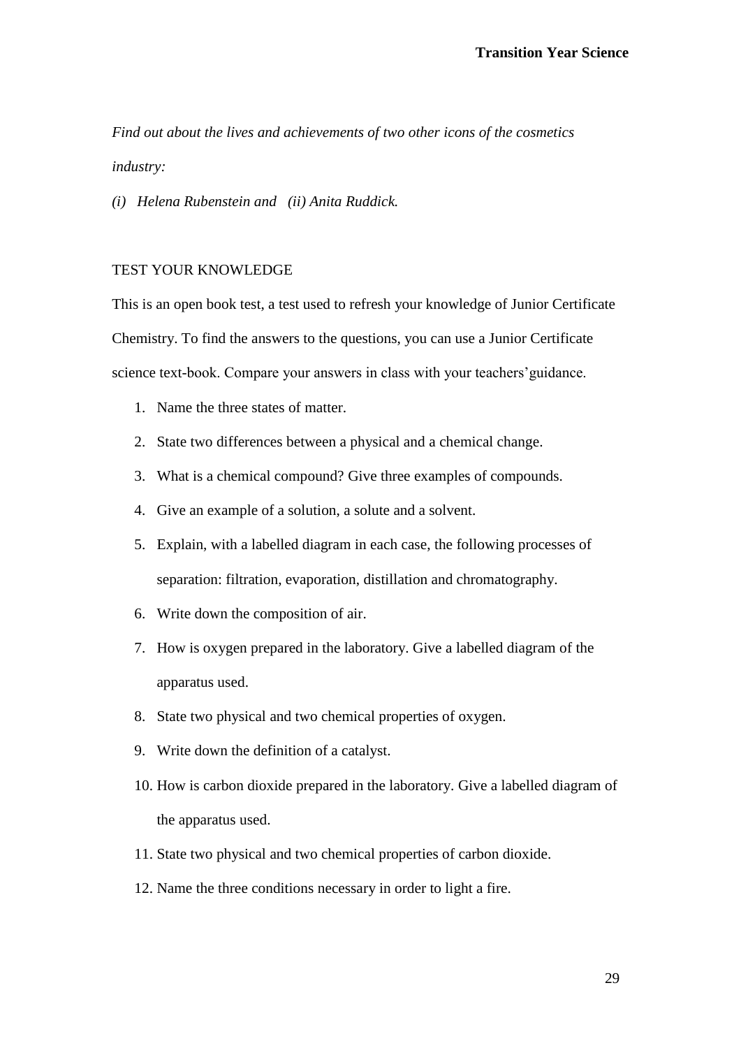*Find out about the lives and achievements of two other icons of the cosmetics industry:*

*(i) Helena Rubenstein and (ii) Anita Ruddick.*

## TEST YOUR KNOWLEDGE

This is an open book test, a test used to refresh your knowledge of Junior Certificate Chemistry. To find the answers to the questions, you can use a Junior Certificate science text-book. Compare your answers in class with your teachers'guidance.

1. Name the three states of matter.
2. State two differences between a physical and a chemical change.
3. What is a chemical compound? Give three examples of compounds.
4. Give an example of a solution, a solute and a solvent.
5. Explain, with a labelled diagram in each case, the following processes of separation: filtration, evaporation, distillation and chromatography.
6. Write down the composition of air.
7. How is oxygen prepared in the laboratory. Give a labelled diagram of the apparatus used.
8. State two physical and two chemical properties of oxygen.
9. Write down the definition of a catalyst.
10. How is carbon dioxide prepared in the laboratory. Give a labelled diagram of the apparatus used.
11. State two physical and two chemical properties of carbon dioxide.
12. Name the three conditions necessary in order to light a fire.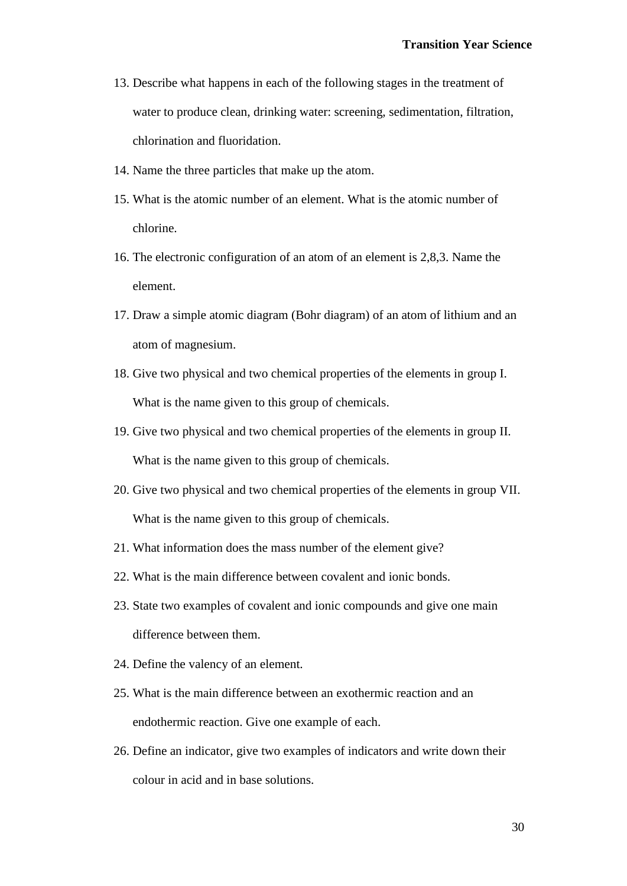13. Describe what happens in each of the following stages in the treatment of water to produce clean, drinking water: screening, sedimentation, filtration, chlorination and fluoridation.
14. Name the three particles that make up the atom.
15. What is the atomic number of an element. What is the atomic number of chlorine.
16. The electronic configuration of an atom of an element is 2,8,3. Name the element.
17. Draw a simple atomic diagram (Bohr diagram) of an atom of lithium and an atom of magnesium.
18. Give two physical and two chemical properties of the elements in group I. What is the name given to this group of chemicals.
19. Give two physical and two chemical properties of the elements in group II. What is the name given to this group of chemicals.
20. Give two physical and two chemical properties of the elements in group VII. What is the name given to this group of chemicals.
21. What information does the mass number of the element give?
22. What is the main difference between covalent and ionic bonds.
23. State two examples of covalent and ionic compounds and give one main difference between them.
24. Define the valency of an element.
25. What is the main difference between an exothermic reaction and an endothermic reaction. Give one example of each.
26. Define an indicator, give two examples of indicators and write down their colour in acid and in base solutions.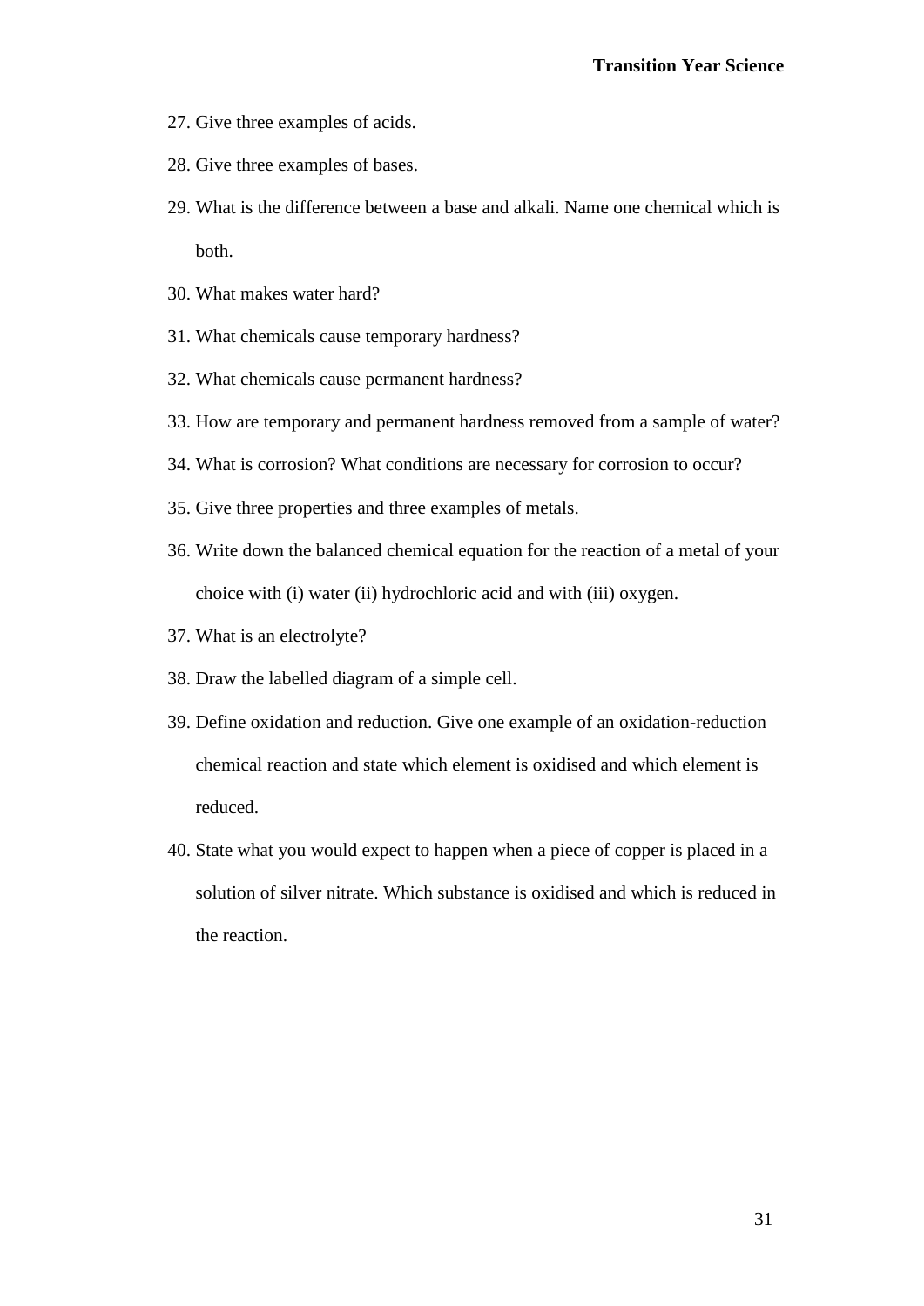27. Give three examples of acids.
28. Give three examples of bases.
29. What is the difference between a base and alkali. Name one chemical which is both.
30. What makes water hard?
31. What chemicals cause temporary hardness?
32. What chemicals cause permanent hardness?
33. How are temporary and permanent hardness removed from a sample of water?
34. What is corrosion? What conditions are necessary for corrosion to occur?
35. Give three properties and three examples of metals.
36. Write down the balanced chemical equation for the reaction of a metal of your choice with (i) water (ii) hydrochloric acid and with (iii) oxygen.
37. What is an electrolyte?
38. Draw the labelled diagram of a simple cell.
39. Define oxidation and reduction. Give one example of an oxidation-reduction chemical reaction and state which element is oxidised and which element is reduced.
40. State what you would expect to happen when a piece of copper is placed in a solution of silver nitrate. Which substance is oxidised and which is reduced in the reaction.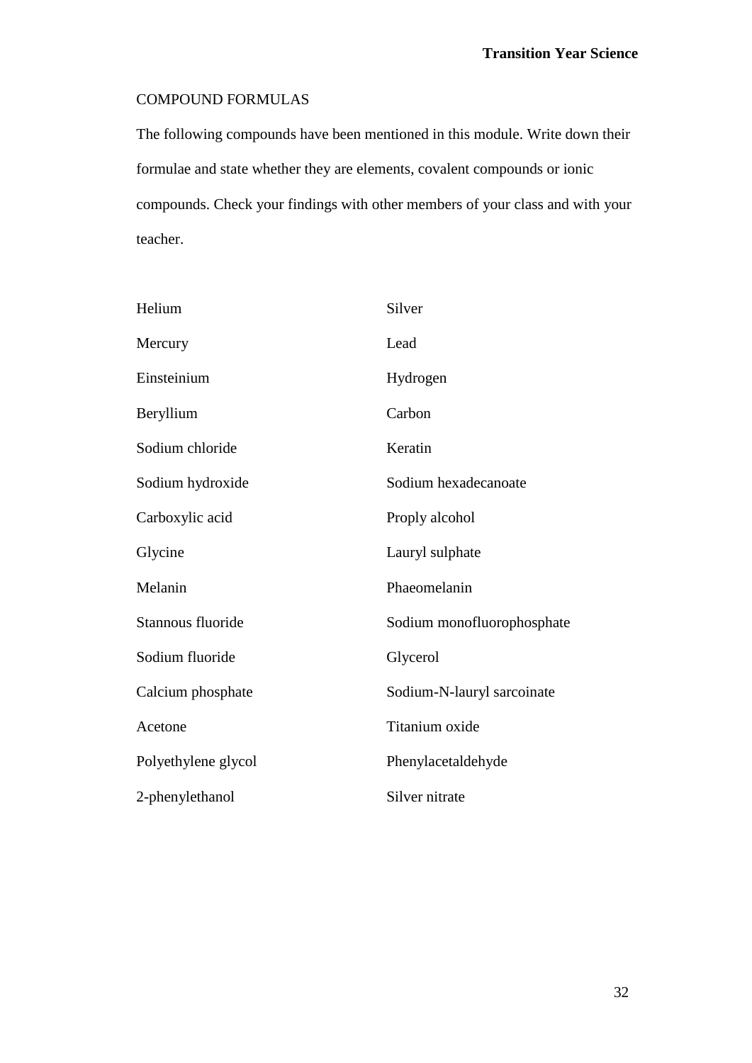## COMPOUND FORMULAS

The following compounds have been mentioned in this module. Write down their formulae and state whether they are elements, covalent compounds or ionic compounds. Check your findings with other members of your class and with your teacher.

| | |
|---|---|
| Helium | Silver |
| Mercury | Lead |
| Einsteinium | Hydrogen |
| Beryllium | Carbon |
| Sodium chloride | Keratin |
| Sodium hydroxide | Sodium hexadecanoate |
| Carboxylic acid | Proply alcohol |
| Glycine | Lauryl sulphate |
| Melanin | Phaeomelanin |
| Stannous fluoride | Sodium monofluorophosphate |
| Sodium fluoride | Glycerol |
| Calcium phosphate | Sodium-N-lauryl sarcoinate |
| Acetone | Titanium oxide |
| Polyethylene glycol | Phenylacetaldehyde |
| 2-phenylethanol | Silver nitrate |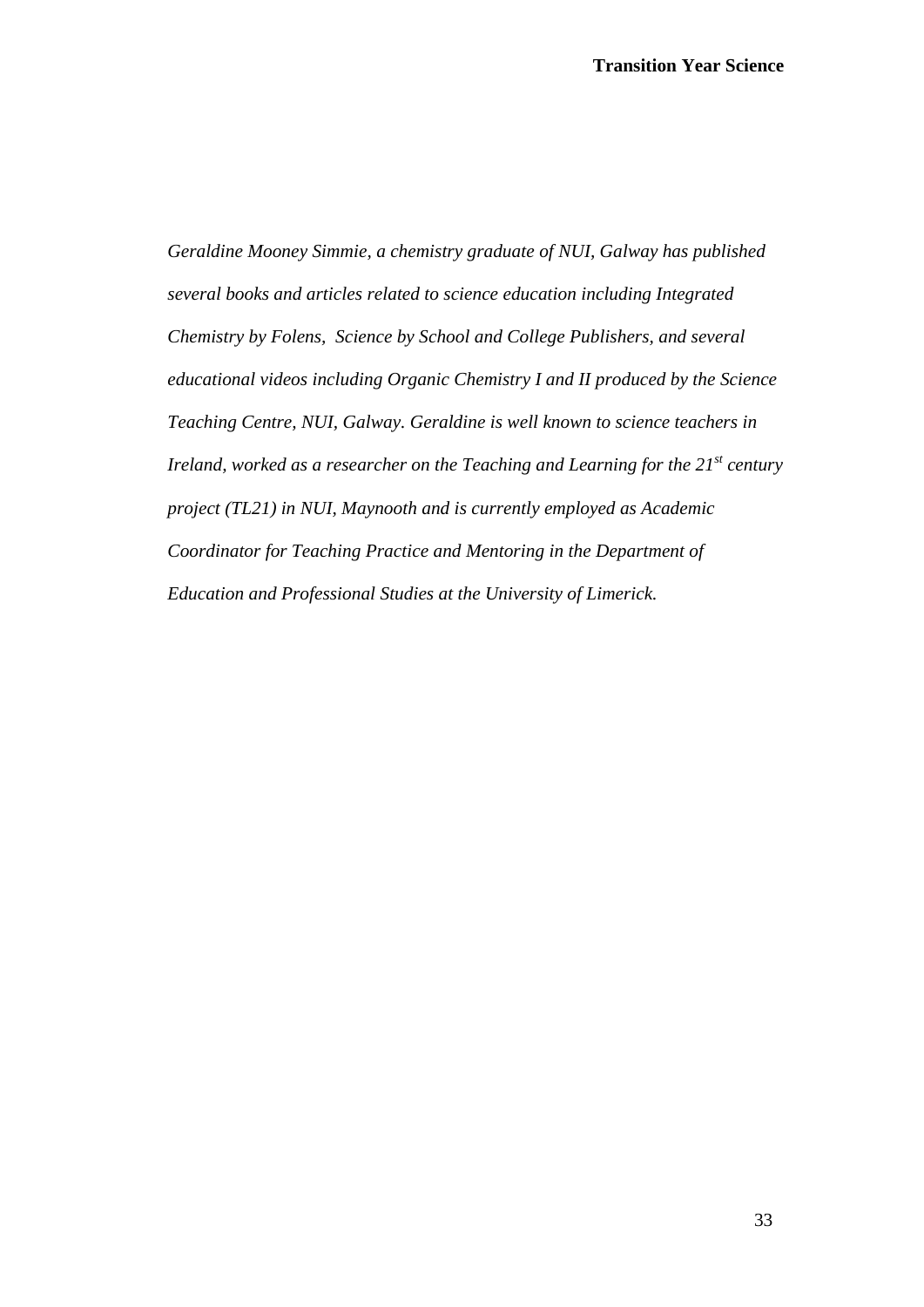*Geraldine Mooney Simmie, a chemistry graduate of NUI, Galway has published several books and articles related to science education including Integrated Chemistry by Folens, Science by School and College Publishers, and several educational videos including Organic Chemistry I and II produced by the Science Teaching Centre, NUI, Galway. Geraldine is well known to science teachers in Ireland, worked as a researcher on the Teaching and Learning for the 21st century project (TL21) in NUI, Maynooth and is currently employed as Academic Coordinator for Teaching Practice and Mentoring in the Department of Education and Professional Studies at the University of Limerick.*